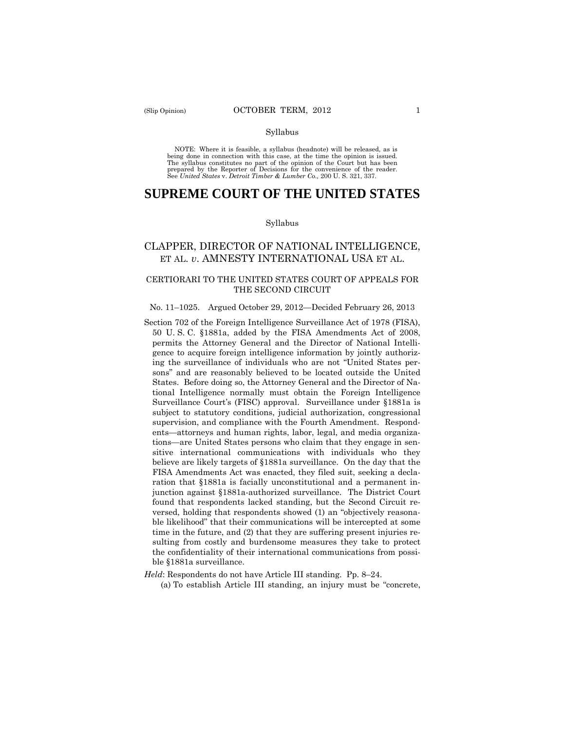Syllabus

NOTE: Where it is feasible, a syllabus (headnote) will be released, as is being done in connection with this case, at the time the opinion is issued. The syllabus constitutes no part of the opinion of the Court but has been prepared by the Reporter of Decisions for the convenience of the reader. See *United States* v. *Detroit Timber & Lumber Co.,* 200 U. S. 321, 337.

# SUPREME COURT OF THE UNITED STATES

Syllabus

## CLAPPER, DIRECTOR OF NATIONAL INTELLIGENCE, ET AL. *v*. AMNESTY INTERNATIONAL USA ET AL.

### CERTIORARI TO THE UNITED STATES COURT OF APPEALS FOR THE SECOND CIRCUIT

No. 11–1025. Argued October 29, 2012—Decided February 26, 2013

Section 702 of the Foreign Intelligence Surveillance Act of 1978 (FISA), 50 U. S. C. §1881a, added by the FISA Amendments Act of 2008, permits the Attorney General and the Director of National Intelligence to acquire foreign intelligence information by jointly authorizing the surveillance of individuals who are not "United States persons" and are reasonably believed to be located outside the United States. Before doing so, the Attorney General and the Director of National Intelligence normally must obtain the Foreign Intelligence Surveillance Court's (FISC) approval. Surveillance under §1881a is subject to statutory conditions, judicial authorization, congressional supervision, and compliance with the Fourth Amendment. Respondents—attorneys and human rights, labor, legal, and media organizations—are United States persons who claim that they engage in sensitive international communications with individuals who they believe are likely targets of §1881a surveillance. On the day that the FISA Amendments Act was enacted, they filed suit, seeking a declaration that §1881a is facially unconstitutional and a permanent injunction against §1881a-authorized surveillance. The District Court found that respondents lacked standing, but the Second Circuit reversed, holding that respondents showed (1) an "objectively reasonable likelihood" that their communications will be intercepted at some time in the future, and (2) that they are suffering present injuries resulting from costly and burdensome measures they take to protect the confidentiality of their international communications from possible §1881a surveillance.

*Held*: Respondents do not have Article III standing. Pp. 8–24.

(a) To establish Article III standing, an injury must be "concrete,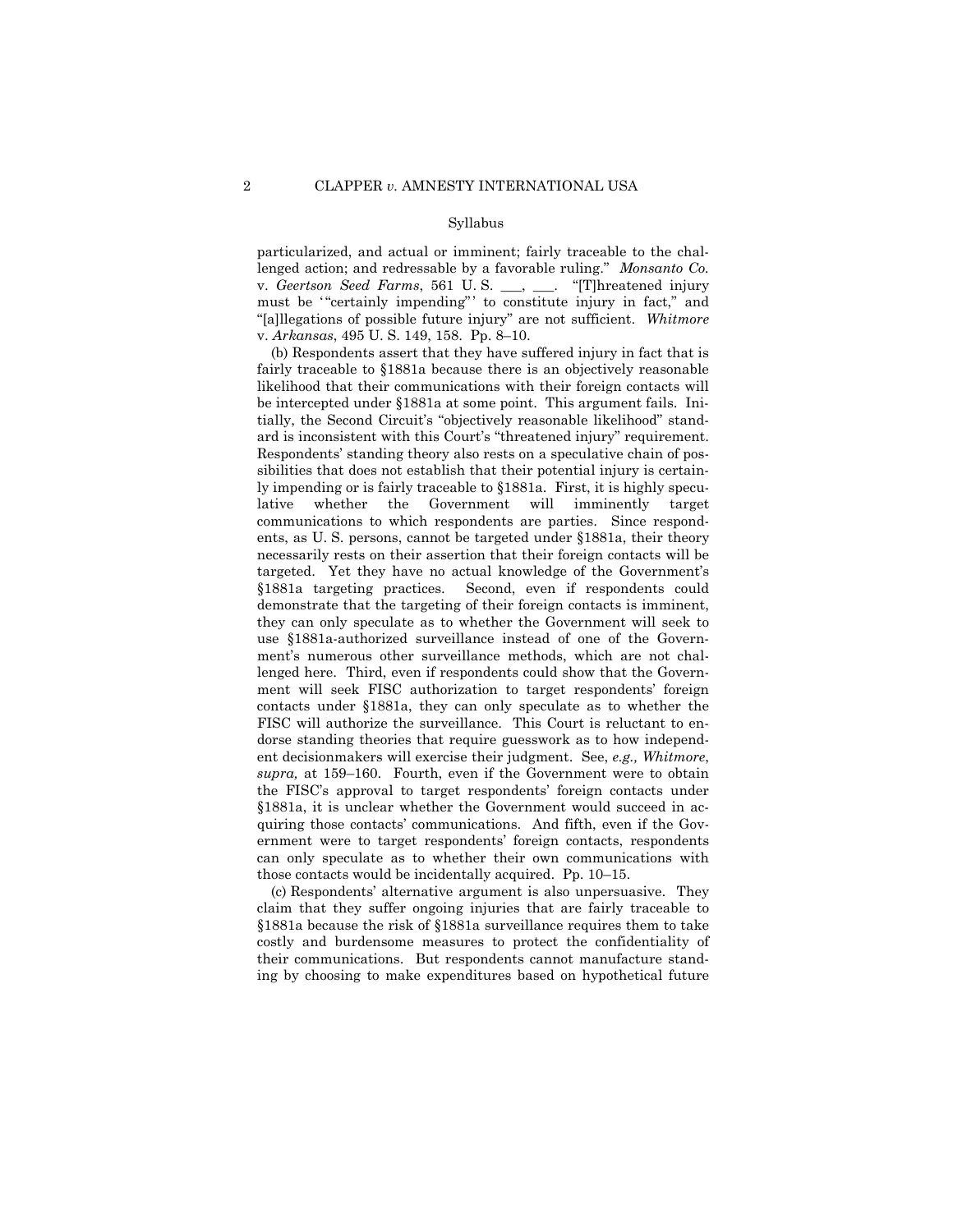particularized, and actual or imminent; fairly traceable to the challenged action; and redressable by a favorable ruling." *Monsanto Co.* v. *Geertson Seed Farms*, 561 U. S. ___, ___. "[T]hreatened injury must be '"certainly impending"' to constitute injury in fact," and "[a]llegations of possible future injury" are not sufficient. *Whitmore* v. *Arkansas*, 495 U. S. 149, 158. Pp. 8–10.

(b) Respondents assert that they have suffered injury in fact that is fairly traceable to §1881a because there is an objectively reasonable likelihood that their communications with their foreign contacts will be intercepted under §1881a at some point. This argument fails. Initially, the Second Circuit's "objectively reasonable likelihood" standard is inconsistent with this Court's "threatened injury" requirement. Respondents' standing theory also rests on a speculative chain of possibilities that does not establish that their potential injury is certainly impending or is fairly traceable to §1881a. First, it is highly speculative whether the Government will imminently target communications to which respondents are parties. Since respondents, as U. S. persons, cannot be targeted under §1881a, their theory necessarily rests on their assertion that their foreign contacts will be targeted. Yet they have no actual knowledge of the Government's §1881a targeting practices. Second, even if respondents could demonstrate that the targeting of their foreign contacts is imminent, they can only speculate as to whether the Government will seek to use §1881a-authorized surveillance instead of one of the Government's numerous other surveillance methods, which are not challenged here. Third, even if respondents could show that the Government will seek FISC authorization to target respondents' foreign contacts under §1881a, they can only speculate as to whether the FISC will authorize the surveillance. This Court is reluctant to endorse standing theories that require guesswork as to how independent decisionmakers will exercise their judgment. See, *e.g., Whitmore*, *supra,* at 159–160. Fourth, even if the Government were to obtain the FISC's approval to target respondents' foreign contacts under §1881a, it is unclear whether the Government would succeed in acquiring those contacts' communications. And fifth, even if the Government were to target respondents' foreign contacts, respondents can only speculate as to whether their own communications with those contacts would be incidentally acquired. Pp. 10–15.

(c) Respondents' alternative argument is also unpersuasive. They claim that they suffer ongoing injuries that are fairly traceable to §1881a because the risk of §1881a surveillance requires them to take costly and burdensome measures to protect the confidentiality of their communications. But respondents cannot manufacture standing by choosing to make expenditures based on hypothetical future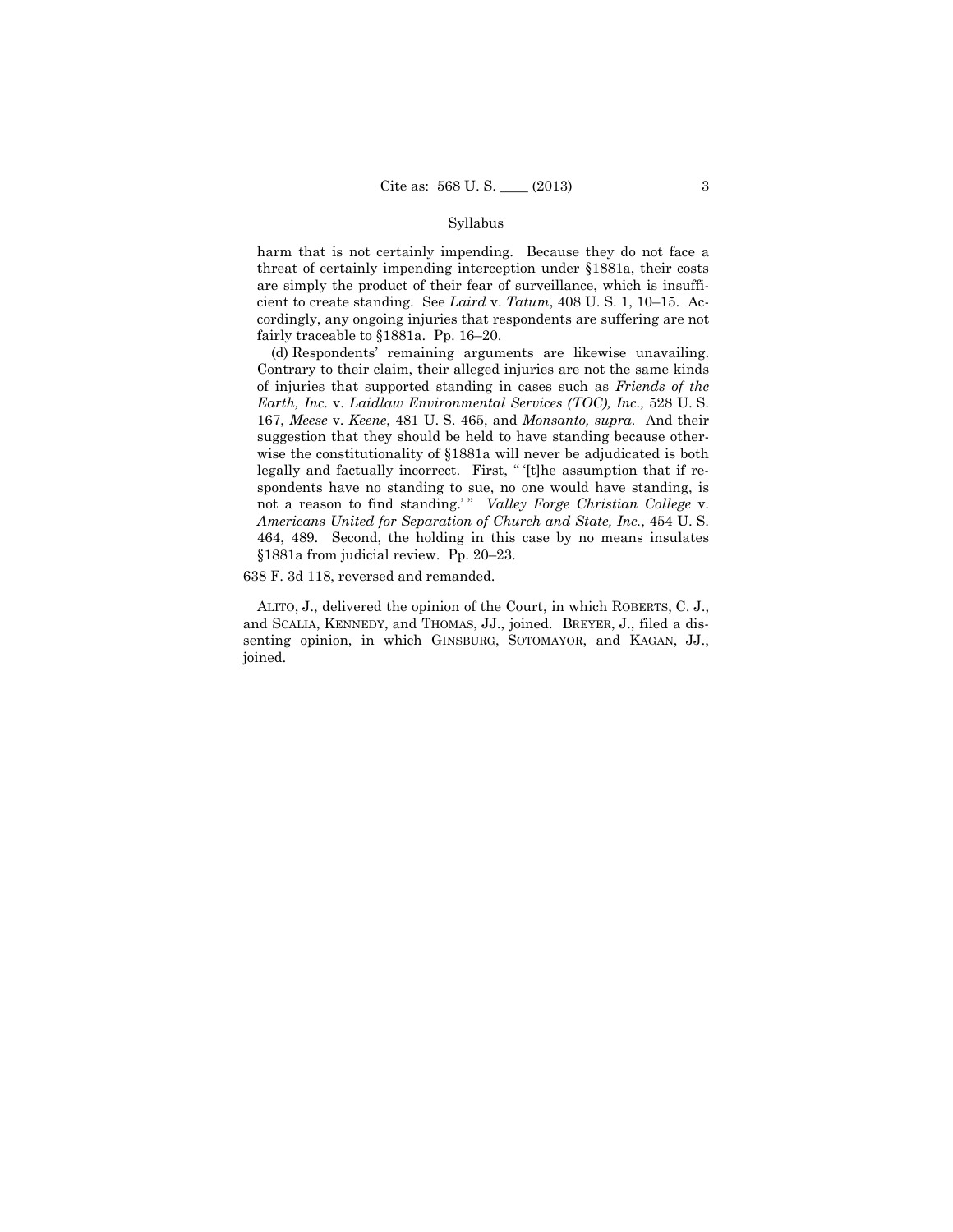harm that is not certainly impending. Because they do not face a threat of certainly impending interception under §1881a, their costs are simply the product of their fear of surveillance, which is insufficient to create standing. See *Laird* v. *Tatum*, 408 U. S. 1, 10–15. Accordingly, any ongoing injuries that respondents are suffering are not fairly traceable to §1881a. Pp. 16–20.

(d) Respondents' remaining arguments are likewise unavailing. Contrary to their claim, their alleged injuries are not the same kinds of injuries that supported standing in cases such as *Friends of the Earth, Inc.* v. *Laidlaw Environmental Services (TOC), Inc.,* 528 U. S. 167, *Meese* v. *Keene*, 481 U. S. 465, and *Monsanto, supra.* And their suggestion that they should be held to have standing because otherwise the constitutionality of §1881a will never be adjudicated is both legally and factually incorrect. First, " '[t]he assumption that if respondents have no standing to sue, no one would have standing, is not a reason to find standing.' " *Valley Forge Christian College* v. *Americans United for Separation of Church and State, Inc.*, 454 U. S. 464, 489. Second, the holding in this case by no means insulates §1881a from judicial review. Pp. 20–23.

638 F. 3d 118, reversed and remanded.

ALITO, J., delivered the opinion of the Court, in which ROBERTS, C. J., and SCALIA, KENNEDY, and THOMAS, JJ., joined. BREYER, J., filed a dissenting opinion, in which GINSBURG, SOTOMAYOR, and KAGAN, JJ., joined.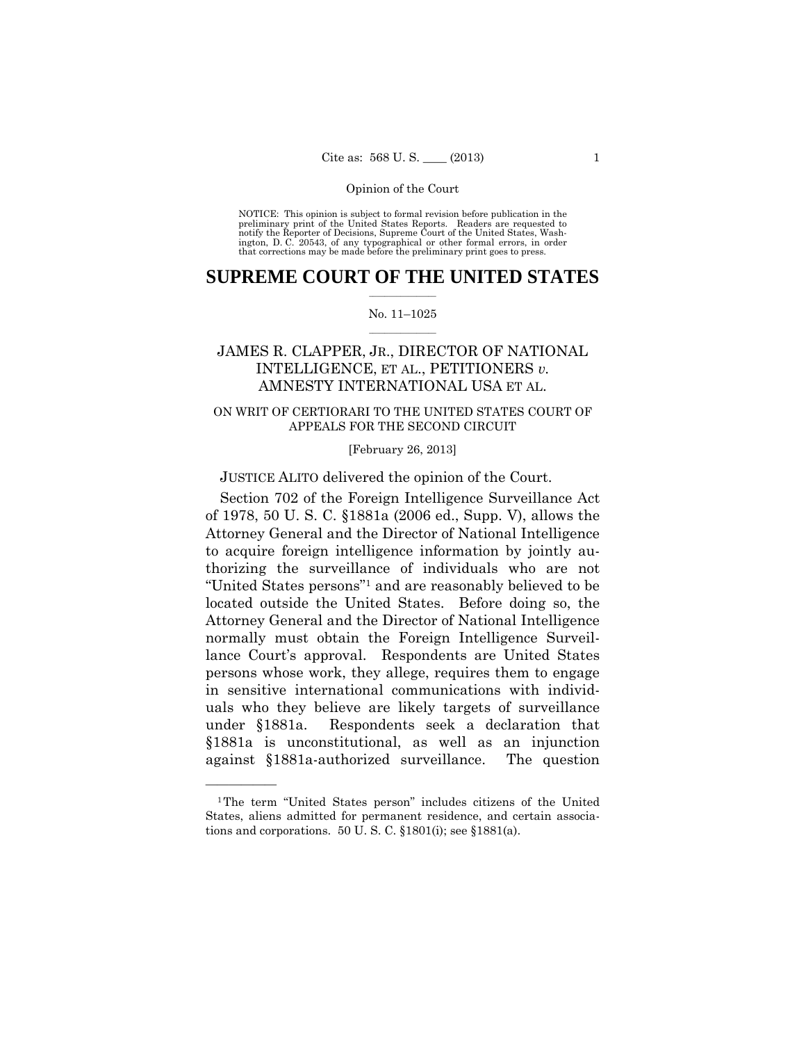Opinion of the Court

NOTICE: This opinion is subject to formal revision before publication in the preliminary print of the United States Reports. Readers are requested to notify the Reporter of Decisions, Supreme Court of the United States, Washington, D. C. 20543, of any typographical or other formal errors, in order that corrections may be made before the preliminary print goes to press.

# SUPREME COURT OF THE UNITED STATES

No. 11–1025

JAMES R. CLAPPER, JR., DIRECTOR OF NATIONAL INTELLIGENCE, ET AL., PETITIONERS *v.* AMNESTY INTERNATIONAL USA ET AL.

ON WRIT OF CERTIORARI TO THE UNITED STATES COURT OF APPEALS FOR THE SECOND CIRCUIT

[February 26, 2013]

JUSTICE ALITO delivered the opinion of the Court.

Section 702 of the Foreign Intelligence Surveillance Act of 1978, 50 U. S. C. §1881a (2006 ed., Supp. V), allows the Attorney General and the Director of National Intelligence to acquire foreign intelligence information by jointly authorizing the surveillance of individuals who are not "United States persons"[1] and are reasonably believed to be located outside the United States. Before doing so, the Attorney General and the Director of National Intelligence normally must obtain the Foreign Intelligence Surveillance Court's approval. Respondents are United States persons whose work, they allege, requires them to engage in sensitive international communications with individuals who they believe are likely targets of surveillance under §1881a. Respondents seek a declaration that §1881a is unconstitutional, as well as an injunction against §1881a-authorized surveillance. The question

---

[1] The term "United States person" includes citizens of the United States, aliens admitted for permanent residence, and certain associations and corporations. 50 U. S. C. §1801(i); see §1881(a).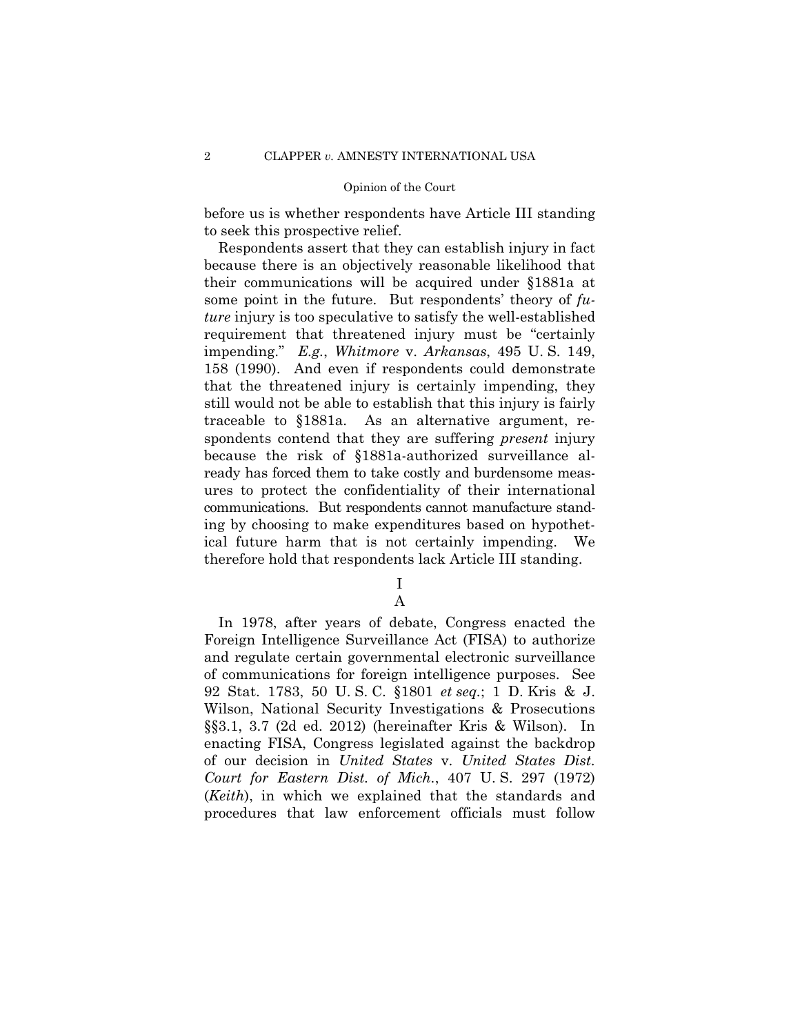before us is whether respondents have Article III standing to seek this prospective relief.

Respondents assert that they can establish injury in fact because there is an objectively reasonable likelihood that their communications will be acquired under §1881a at some point in the future. But respondents' theory of *future* injury is too speculative to satisfy the well-established requirement that threatened injury must be "certainly impending." *E.g.*, *Whitmore* v. *Arkansas*, 495 U. S. 149, 158 (1990). And even if respondents could demonstrate that the threatened injury is certainly impending, they still would not be able to establish that this injury is fairly traceable to §1881a. As an alternative argument, respondents contend that they are suffering *present* injury because the risk of §1881a-authorized surveillance already has forced them to take costly and burdensome measures to protect the confidentiality of their international communications. But respondents cannot manufacture standing by choosing to make expenditures based on hypothetical future harm that is not certainly impending. We therefore hold that respondents lack Article III standing.

## I

### A

In 1978, after years of debate, Congress enacted the Foreign Intelligence Surveillance Act (FISA) to authorize and regulate certain governmental electronic surveillance of communications for foreign intelligence purposes. See 92 Stat. 1783, 50 U. S. C. §1801 *et seq.*; 1 D. Kris & J. Wilson, National Security Investigations & Prosecutions §§3.1, 3.7 (2d ed. 2012) (hereinafter Kris & Wilson). In enacting FISA, Congress legislated against the backdrop of our decision in *United States* v. *United States Dist. Court for Eastern Dist. of Mich.*, 407 U. S. 297 (1972) (*Keith*), in which we explained that the standards and procedures that law enforcement officials must follow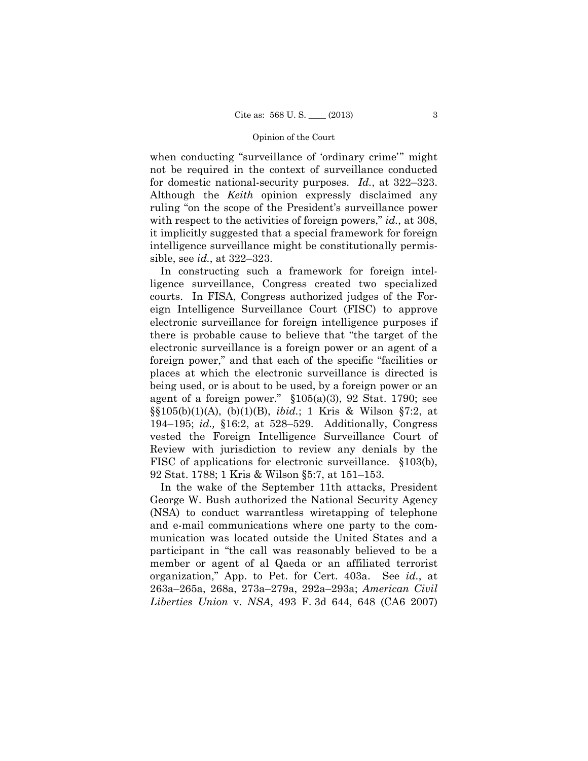when conducting "surveillance of 'ordinary crime'" might not be required in the context of surveillance conducted for domestic national-security purposes. *Id.*, at 322–323. Although the *Keith* opinion expressly disclaimed any ruling "on the scope of the President's surveillance power with respect to the activities of foreign powers," *id.*, at 308, it implicitly suggested that a special framework for foreign intelligence surveillance might be constitutionally permissible, see *id.*, at 322–323.

In constructing such a framework for foreign intelligence surveillance, Congress created two specialized courts. In FISA, Congress authorized judges of the Foreign Intelligence Surveillance Court (FISC) to approve electronic surveillance for foreign intelligence purposes if there is probable cause to believe that "the target of the electronic surveillance is a foreign power or an agent of a foreign power," and that each of the specific "facilities or places at which the electronic surveillance is directed is being used, or is about to be used, by a foreign power or an agent of a foreign power." §105(a)(3), 92 Stat. 1790; see §§105(b)(1)(A), (b)(1)(B), *ibid.*; 1 Kris & Wilson §7:2, at 194–195; *id.,* §16:2, at 528–529. Additionally, Congress vested the Foreign Intelligence Surveillance Court of Review with jurisdiction to review any denials by the FISC of applications for electronic surveillance. §103(b), 92 Stat. 1788; 1 Kris & Wilson §5:7, at 151–153.

In the wake of the September 11th attacks, President George W. Bush authorized the National Security Agency (NSA) to conduct warrantless wiretapping of telephone and e-mail communications where one party to the communication was located outside the United States and a participant in "the call was reasonably believed to be a member or agent of al Qaeda or an affiliated terrorist organization," App. to Pet. for Cert. 403a. See *id.*, at 263a–265a, 268a, 273a–279a, 292a–293a; *American Civil Liberties Union* v. *NSA*, 493 F. 3d 644, 648 (CA6 2007)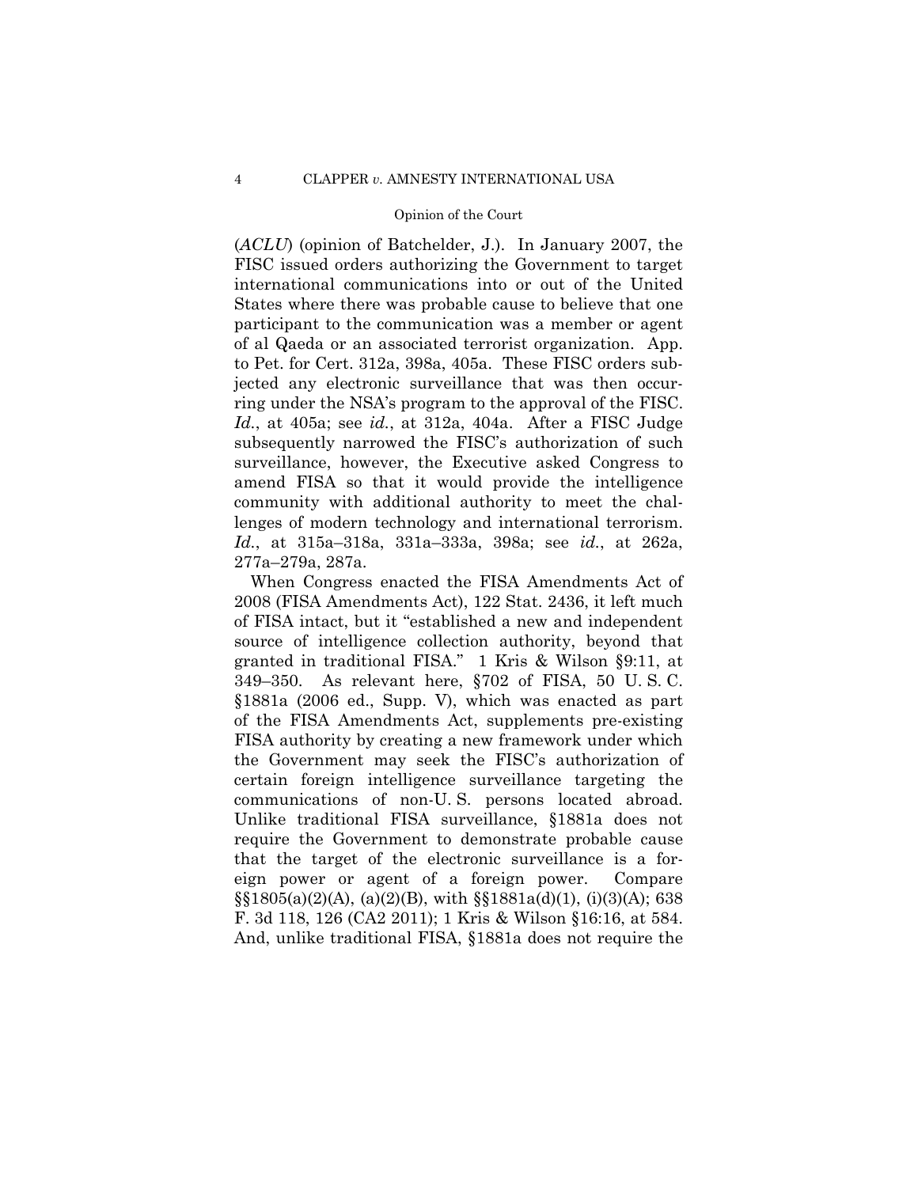(*ACLU*) (opinion of Batchelder, J.). In January 2007, the FISC issued orders authorizing the Government to target international communications into or out of the United States where there was probable cause to believe that one participant to the communication was a member or agent of al Qaeda or an associated terrorist organization. App. to Pet. for Cert. 312a, 398a, 405a. These FISC orders subjected any electronic surveillance that was then occurring under the NSA's program to the approval of the FISC. *Id.*, at 405a; see *id.*, at 312a, 404a. After a FISC Judge subsequently narrowed the FISC's authorization of such surveillance, however, the Executive asked Congress to amend FISA so that it would provide the intelligence community with additional authority to meet the challenges of modern technology and international terrorism. *Id.*, at 315a–318a, 331a–333a, 398a; see *id.*, at 262a, 277a–279a, 287a.

When Congress enacted the FISA Amendments Act of 2008 (FISA Amendments Act), 122 Stat. 2436, it left much of FISA intact, but it "established a new and independent source of intelligence collection authority, beyond that granted in traditional FISA." 1 Kris & Wilson §9:11, at 349–350. As relevant here, §702 of FISA, 50 U. S. C. §1881a (2006 ed., Supp. V), which was enacted as part of the FISA Amendments Act, supplements pre-existing FISA authority by creating a new framework under which the Government may seek the FISC's authorization of certain foreign intelligence surveillance targeting the communications of non-U. S. persons located abroad. Unlike traditional FISA surveillance, §1881a does not require the Government to demonstrate probable cause that the target of the electronic surveillance is a foreign power or agent of a foreign power. Compare §§1805(a)(2)(A), (a)(2)(B), with §§1881a(d)(1), (i)(3)(A); 638 F. 3d 118, 126 (CA2 2011); 1 Kris & Wilson §16:16, at 584. And, unlike traditional FISA, §1881a does not require the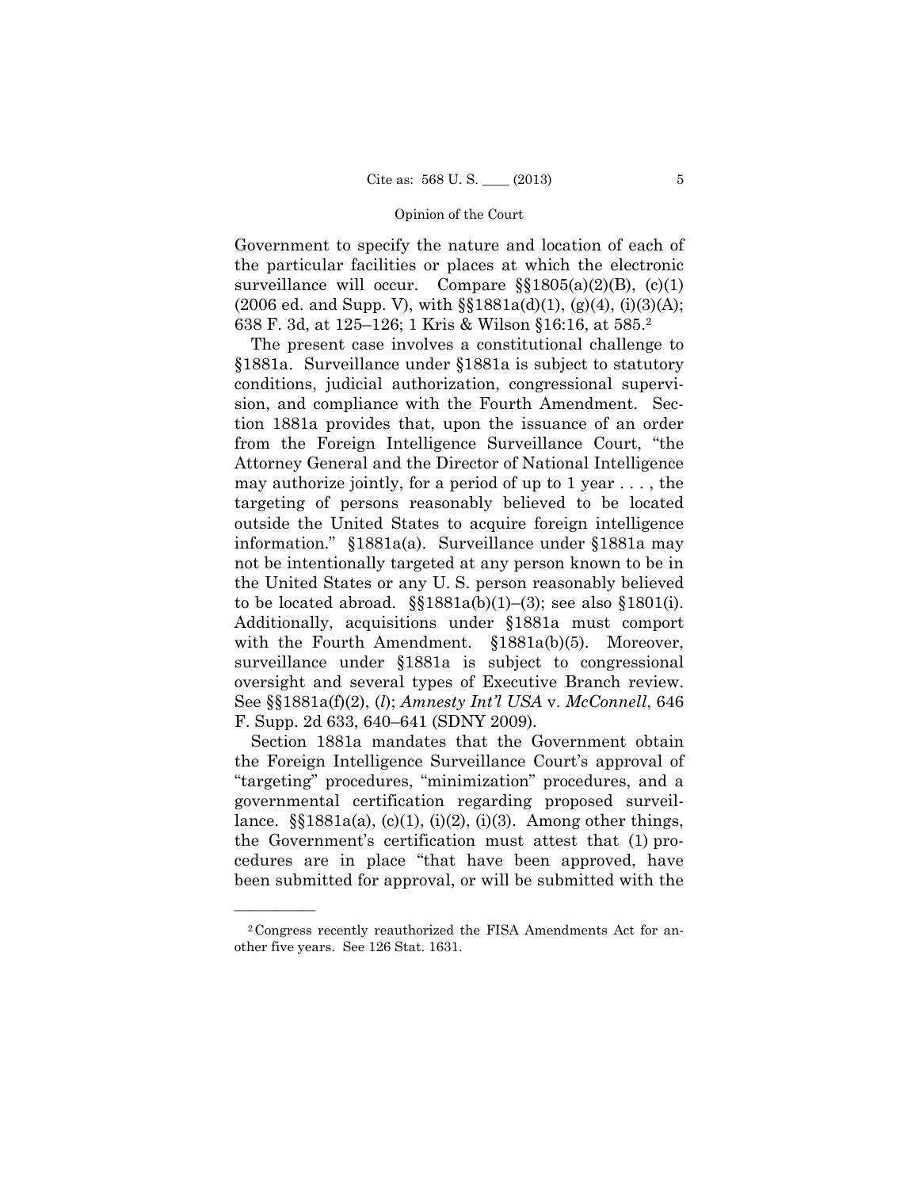Government to specify the nature and location of each of the particular facilities or places at which the electronic surveillance will occur. Compare §§1805(a)(2)(B), (c)(1) (2006 ed. and Supp. V), with §§1881a(d)(1), (g)(4), (i)(3)(A); 638 F. 3d, at 125–126; 1 Kris & Wilson §16:16, at 585.[2]

The present case involves a constitutional challenge to §1881a. Surveillance under §1881a is subject to statutory conditions, judicial authorization, congressional supervision, and compliance with the Fourth Amendment. Section 1881a provides that, upon the issuance of an order from the Foreign Intelligence Surveillance Court, "the Attorney General and the Director of National Intelligence may authorize jointly, for a period of up to 1 year . . . , the targeting of persons reasonably believed to be located outside the United States to acquire foreign intelligence information." §1881a(a). Surveillance under §1881a may not be intentionally targeted at any person known to be in the United States or any U. S. person reasonably believed to be located abroad. §§1881a(b)(1)–(3); see also §1801(i). Additionally, acquisitions under §1881a must comport with the Fourth Amendment. §1881a(b)(5). Moreover, surveillance under §1881a is subject to congressional oversight and several types of Executive Branch review. See §§1881a(f)(2), (*l*); *Amnesty Int'l USA* v. *McConnell*, 646 F. Supp. 2d 633, 640–641 (SDNY 2009).

Section 1881a mandates that the Government obtain the Foreign Intelligence Surveillance Court's approval of "targeting" procedures, "minimization" procedures, and a governmental certification regarding proposed surveillance. §§1881a(a), (c)(1), (i)(2), (i)(3). Among other things, the Government's certification must attest that (1) procedures are in place "that have been approved, have been submitted for approval, or will be submitted with the

---

[2] Congress recently reauthorized the FISA Amendments Act for another five years. See 126 Stat. 1631.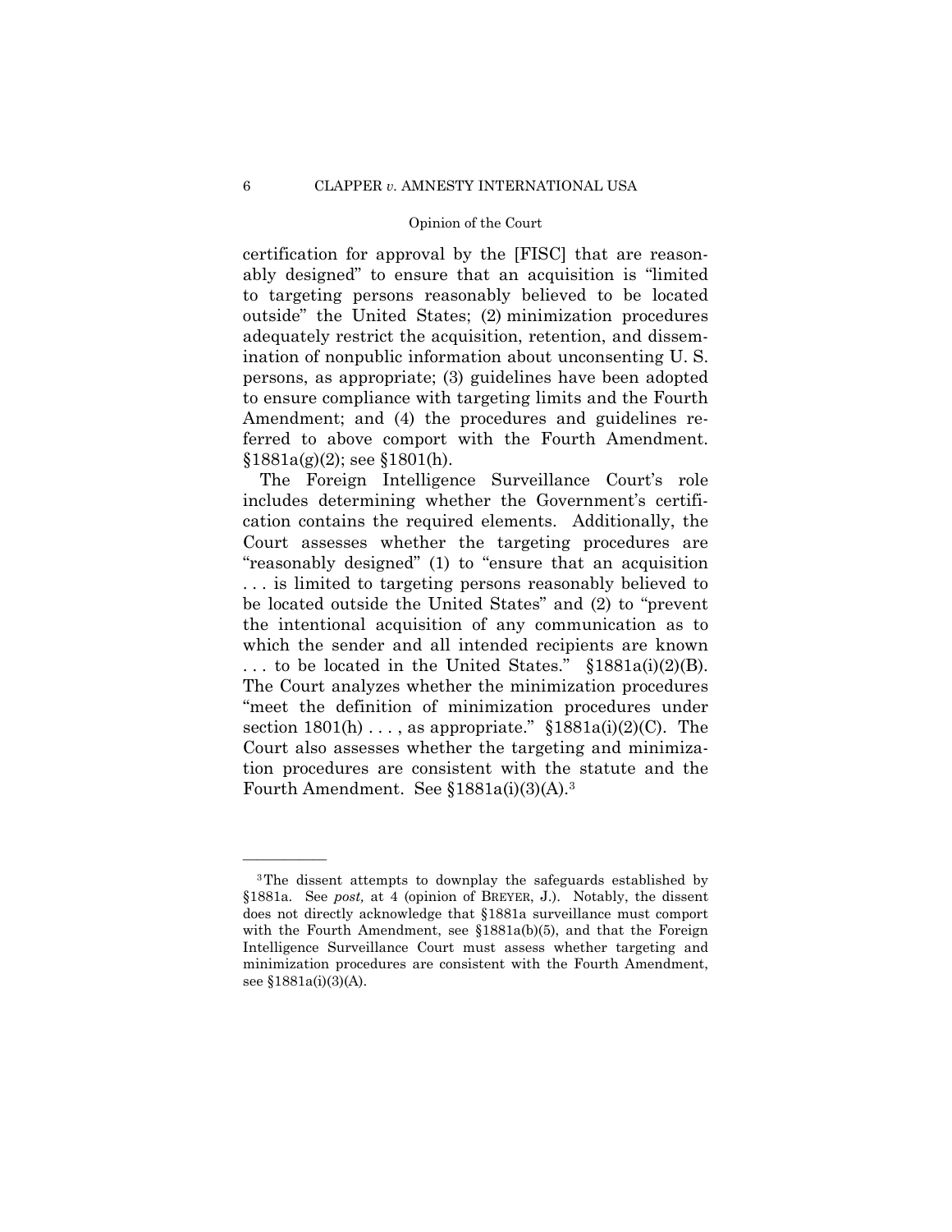certification for approval by the [FISC] that are reasonably designed" to ensure that an acquisition is "limited to targeting persons reasonably believed to be located outside" the United States; (2) minimization procedures adequately restrict the acquisition, retention, and dissemination of nonpublic information about unconsenting U. S. persons, as appropriate; (3) guidelines have been adopted to ensure compliance with targeting limits and the Fourth Amendment; and (4) the procedures and guidelines referred to above comport with the Fourth Amendment. §1881a(g)(2); see §1801(h).

The Foreign Intelligence Surveillance Court's role includes determining whether the Government's certification contains the required elements. Additionally, the Court assesses whether the targeting procedures are "reasonably designed" (1) to "ensure that an acquisition . . . is limited to targeting persons reasonably believed to be located outside the United States" and (2) to "prevent the intentional acquisition of any communication as to which the sender and all intended recipients are known . . . to be located in the United States." §1881a(i)(2)(B). The Court analyzes whether the minimization procedures "meet the definition of minimization procedures under section 1801(h) . . . , as appropriate." §1881a(i)(2)(C). The Court also assesses whether the targeting and minimization procedures are consistent with the statute and the Fourth Amendment. See §1881a(i)(3)(A).[3]

---

[3] The dissent attempts to downplay the safeguards established by §1881a. See *post,* at 4 (opinion of BREYER, J.). Notably, the dissent does not directly acknowledge that §1881a surveillance must comport with the Fourth Amendment, see §1881a(b)(5), and that the Foreign Intelligence Surveillance Court must assess whether targeting and minimization procedures are consistent with the Fourth Amendment, see §1881a(i)(3)(A).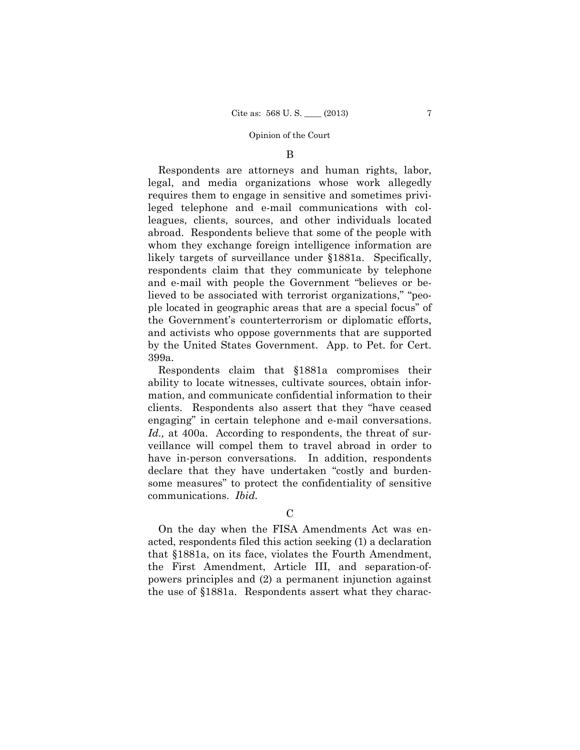### B

Respondents are attorneys and human rights, labor, legal, and media organizations whose work allegedly requires them to engage in sensitive and sometimes privileged telephone and e-mail communications with colleagues, clients, sources, and other individuals located abroad. Respondents believe that some of the people with whom they exchange foreign intelligence information are likely targets of surveillance under §1881a. Specifically, respondents claim that they communicate by telephone and e-mail with people the Government "believes or believed to be associated with terrorist organizations," "people located in geographic areas that are a special focus" of the Government's counterterrorism or diplomatic efforts, and activists who oppose governments that are supported by the United States Government. App. to Pet. for Cert. 399a.

Respondents claim that §1881a compromises their ability to locate witnesses, cultivate sources, obtain information, and communicate confidential information to their clients. Respondents also assert that they "have ceased engaging" in certain telephone and e-mail conversations. *Id.,* at 400a. According to respondents, the threat of surveillance will compel them to travel abroad in order to have in-person conversations. In addition, respondents declare that they have undertaken "costly and burdensome measures" to protect the confidentiality of sensitive communications. *Ibid.*

### C

On the day when the FISA Amendments Act was enacted, respondents filed this action seeking (1) a declaration that §1881a, on its face, violates the Fourth Amendment, the First Amendment, Article III, and separation-of-powers principles and (2) a permanent injunction against the use of §1881a. Respondents assert what they charac-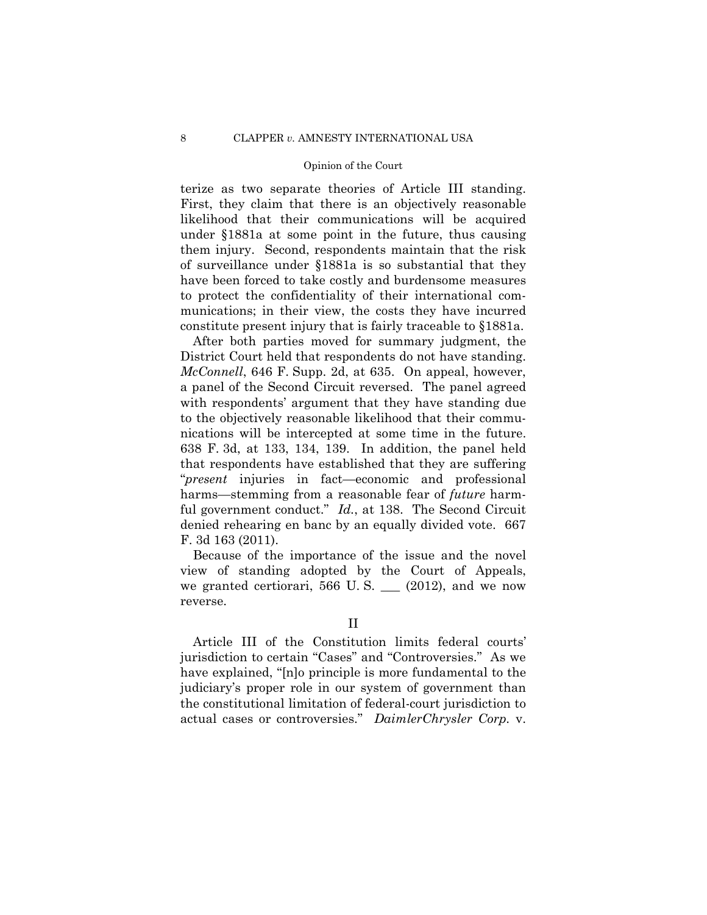terize as two separate theories of Article III standing. First, they claim that there is an objectively reasonable likelihood that their communications will be acquired under §1881a at some point in the future, thus causing them injury. Second, respondents maintain that the risk of surveillance under §1881a is so substantial that they have been forced to take costly and burdensome measures to protect the confidentiality of their international communications; in their view, the costs they have incurred constitute present injury that is fairly traceable to §1881a.

After both parties moved for summary judgment, the District Court held that respondents do not have standing. *McConnell*, 646 F. Supp. 2d, at 635. On appeal, however, a panel of the Second Circuit reversed. The panel agreed with respondents' argument that they have standing due to the objectively reasonable likelihood that their communications will be intercepted at some time in the future. 638 F. 3d, at 133, 134, 139. In addition, the panel held that respondents have established that they are suffering "*present* injuries in fact—economic and professional harms—stemming from a reasonable fear of *future* harmful government conduct." *Id.*, at 138. The Second Circuit denied rehearing en banc by an equally divided vote. 667 F. 3d 163 (2011).

Because of the importance of the issue and the novel view of standing adopted by the Court of Appeals, we granted certiorari, 566 U. S. ___ (2012), and we now reverse.

## II

Article III of the Constitution limits federal courts' jurisdiction to certain "Cases" and "Controversies." As we have explained, "[n]o principle is more fundamental to the judiciary's proper role in our system of government than the constitutional limitation of federal-court jurisdiction to actual cases or controversies." *DaimlerChrysler Corp.* v.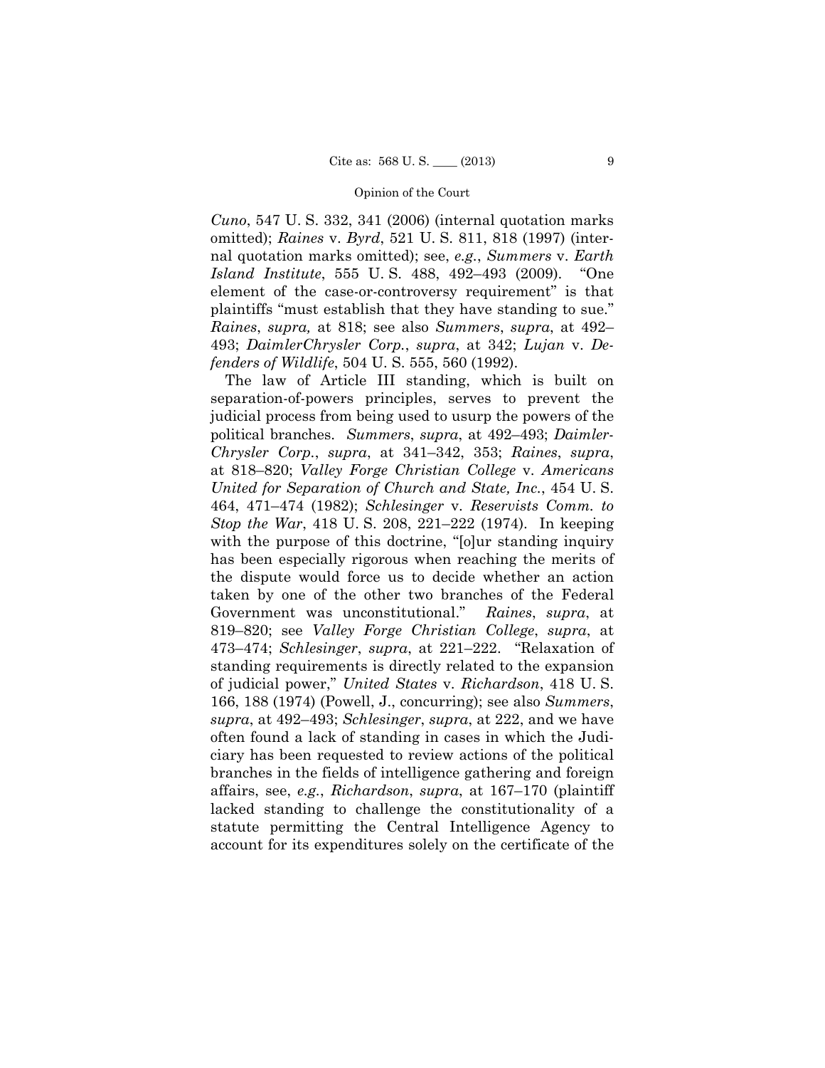*Cuno*, 547 U. S. 332, 341 (2006) (internal quotation marks omitted); *Raines* v. *Byrd*, 521 U. S. 811, 818 (1997) (internal quotation marks omitted); see, *e.g.*, *Summers* v. *Earth Island Institute*, 555 U. S. 488, 492–493 (2009). "One element of the case-or-controversy requirement" is that plaintiffs "must establish that they have standing to sue." *Raines*, *supra,* at 818; see also *Summers*, *supra*, at 492–493; *DaimlerChrysler Corp.*, *supra*, at 342; *Lujan* v. *Defenders of Wildlife*, 504 U. S. 555, 560 (1992).

The law of Article III standing, which is built on separation-of-powers principles, serves to prevent the judicial process from being used to usurp the powers of the political branches. *Summers*, *supra*, at 492–493; *DaimlerChrysler Corp.*, *supra*, at 341–342, 353; *Raines*, *supra*, at 818–820; *Valley Forge Christian College* v. *Americans United for Separation of Church and State, Inc.*, 454 U. S. 464, 471–474 (1982); *Schlesinger* v. *Reservists Comm. to Stop the War*, 418 U. S. 208, 221–222 (1974). In keeping with the purpose of this doctrine, "[o]ur standing inquiry has been especially rigorous when reaching the merits of the dispute would force us to decide whether an action taken by one of the other two branches of the Federal Government was unconstitutional." *Raines*, *supra*, at 819–820; see *Valley Forge Christian College*, *supra*, at 473–474; *Schlesinger*, *supra*, at 221–222. "Relaxation of standing requirements is directly related to the expansion of judicial power," *United States* v. *Richardson*, 418 U. S. 166, 188 (1974) (Powell, J., concurring); see also *Summers*, *supra*, at 492–493; *Schlesinger*, *supra*, at 222, and we have often found a lack of standing in cases in which the Judiciary has been requested to review actions of the political branches in the fields of intelligence gathering and foreign affairs, see, *e.g.*, *Richardson*, *supra*, at 167–170 (plaintiff lacked standing to challenge the constitutionality of a statute permitting the Central Intelligence Agency to account for its expenditures solely on the certificate of the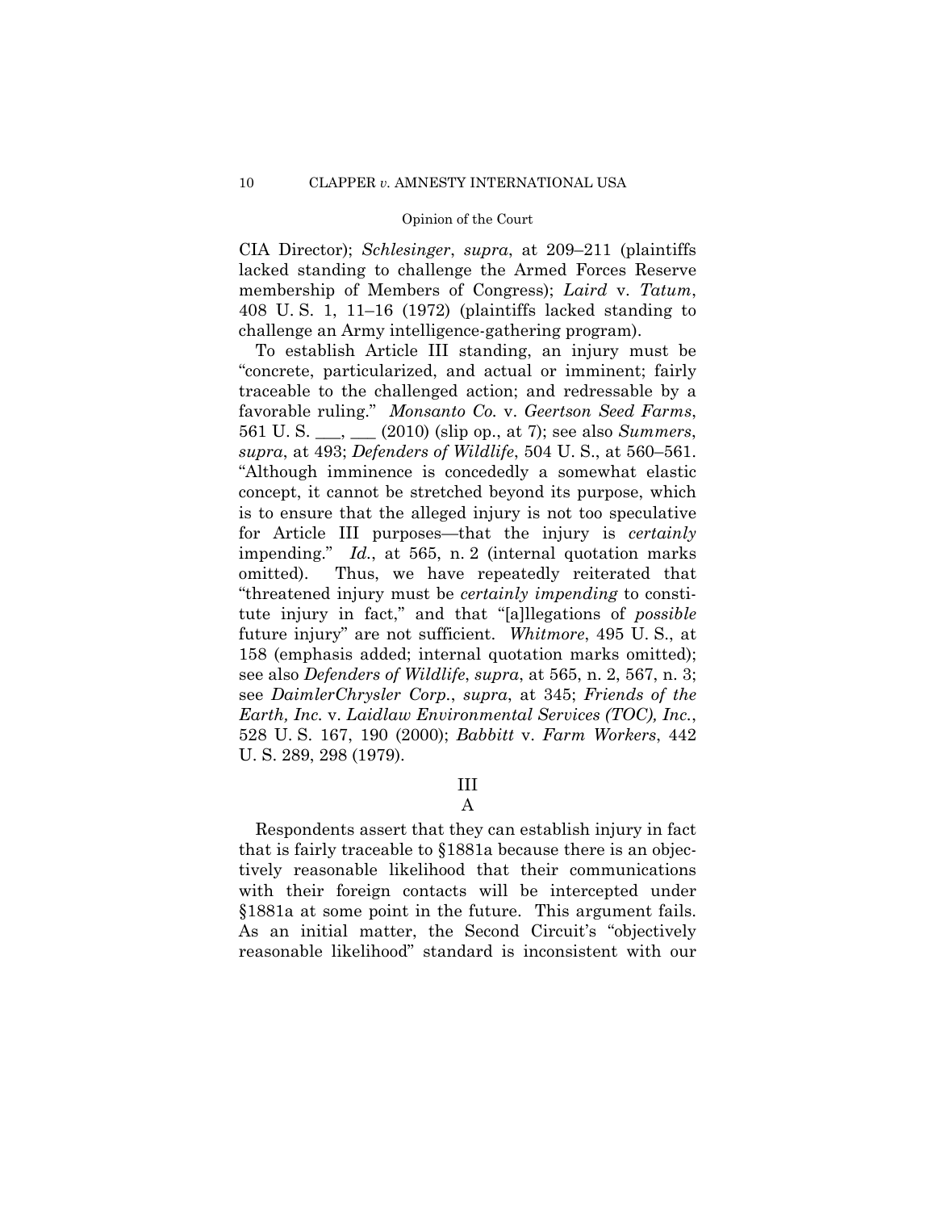CIA Director); *Schlesinger*, *supra*, at 209–211 (plaintiffs lacked standing to challenge the Armed Forces Reserve membership of Members of Congress); *Laird* v. *Tatum*, 408 U. S. 1, 11–16 (1972) (plaintiffs lacked standing to challenge an Army intelligence-gathering program).

To establish Article III standing, an injury must be "concrete, particularized, and actual or imminent; fairly traceable to the challenged action; and redressable by a favorable ruling." *Monsanto Co.* v. *Geertson Seed Farms*, 561 U. S. ___, ___ (2010) (slip op., at 7); see also *Summers*, *supra*, at 493; *Defenders of Wildlife*, 504 U. S., at 560–561. "Although imminence is concededly a somewhat elastic concept, it cannot be stretched beyond its purpose, which is to ensure that the alleged injury is not too speculative for Article III purposes—that the injury is *certainly* impending." *Id.*, at 565, n. 2 (internal quotation marks omitted). Thus, we have repeatedly reiterated that "threatened injury must be *certainly impending* to constitute injury in fact," and that "[a]llegations of *possible* future injury" are not sufficient. *Whitmore*, 495 U. S., at 158 (emphasis added; internal quotation marks omitted); see also *Defenders of Wildlife*, *supra*, at 565, n. 2, 567, n. 3; see *DaimlerChrysler Corp.*, *supra*, at 345; *Friends of the Earth, Inc.* v. *Laidlaw Environmental Services (TOC), Inc.*, 528 U. S. 167, 190 (2000); *Babbitt* v. *Farm Workers*, 442 U. S. 289, 298 (1979).

## III

### A

Respondents assert that they can establish injury in fact that is fairly traceable to §1881a because there is an objectively reasonable likelihood that their communications with their foreign contacts will be intercepted under §1881a at some point in the future. This argument fails. As an initial matter, the Second Circuit's "objectively reasonable likelihood" standard is inconsistent with our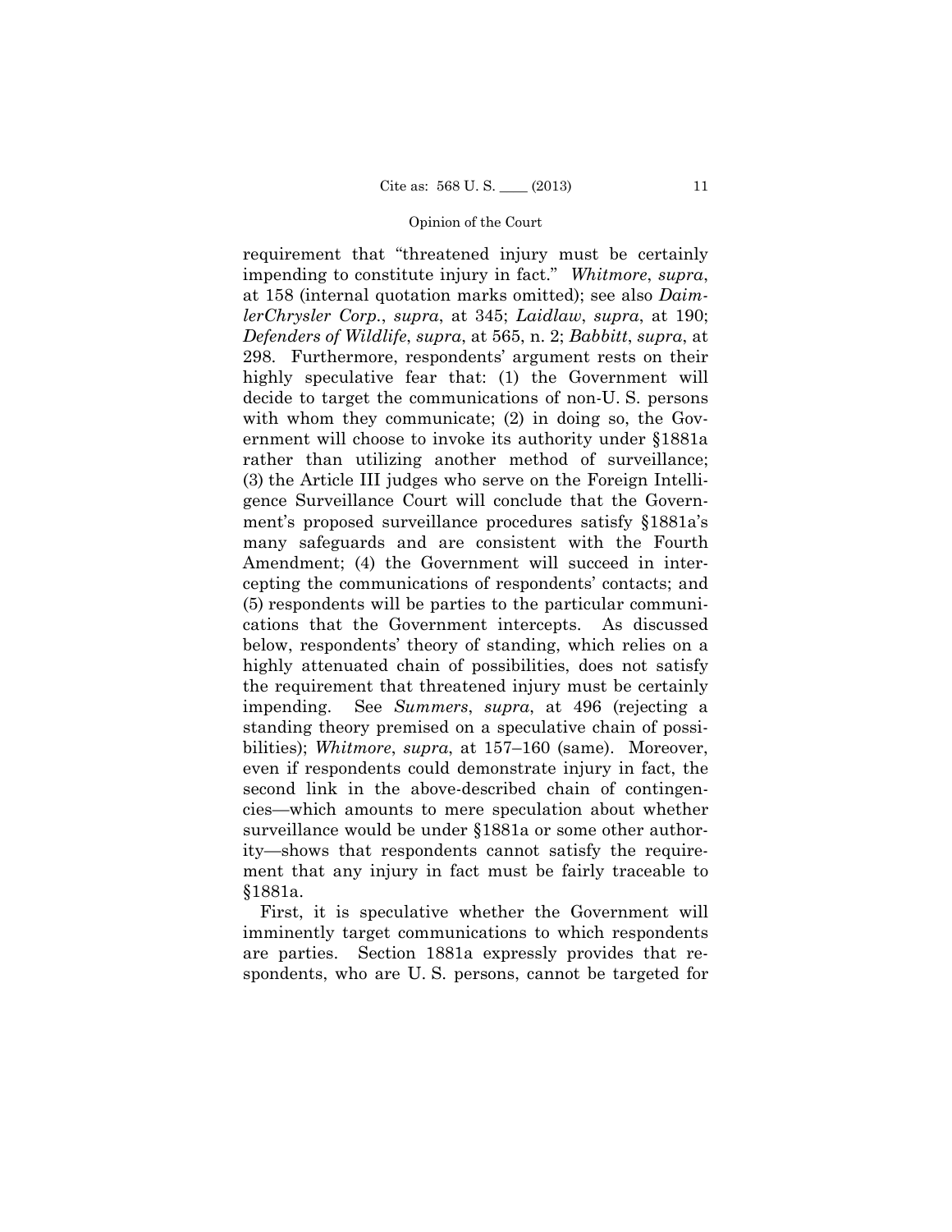requirement that "threatened injury must be certainly impending to constitute injury in fact." *Whitmore*, *supra*, at 158 (internal quotation marks omitted); see also *DaimlerChrysler Corp.*, *supra*, at 345; *Laidlaw*, *supra*, at 190; *Defenders of Wildlife*, *supra*, at 565, n. 2; *Babbitt*, *supra*, at 298. Furthermore, respondents' argument rests on their highly speculative fear that: (1) the Government will decide to target the communications of non-U. S. persons with whom they communicate; (2) in doing so, the Government will choose to invoke its authority under §1881a rather than utilizing another method of surveillance; (3) the Article III judges who serve on the Foreign Intelligence Surveillance Court will conclude that the Government's proposed surveillance procedures satisfy §1881a's many safeguards and are consistent with the Fourth Amendment; (4) the Government will succeed in intercepting the communications of respondents' contacts; and (5) respondents will be parties to the particular communications that the Government intercepts. As discussed below, respondents' theory of standing, which relies on a highly attenuated chain of possibilities, does not satisfy the requirement that threatened injury must be certainly impending. See *Summers*, *supra*, at 496 (rejecting a standing theory premised on a speculative chain of possibilities); *Whitmore*, *supra*, at 157–160 (same). Moreover, even if respondents could demonstrate injury in fact, the second link in the above-described chain of contingencies—which amounts to mere speculation about whether surveillance would be under §1881a or some other authority—shows that respondents cannot satisfy the requirement that any injury in fact must be fairly traceable to §1881a.

First, it is speculative whether the Government will imminently target communications to which respondents are parties. Section 1881a expressly provides that respondents, who are U. S. persons, cannot be targeted for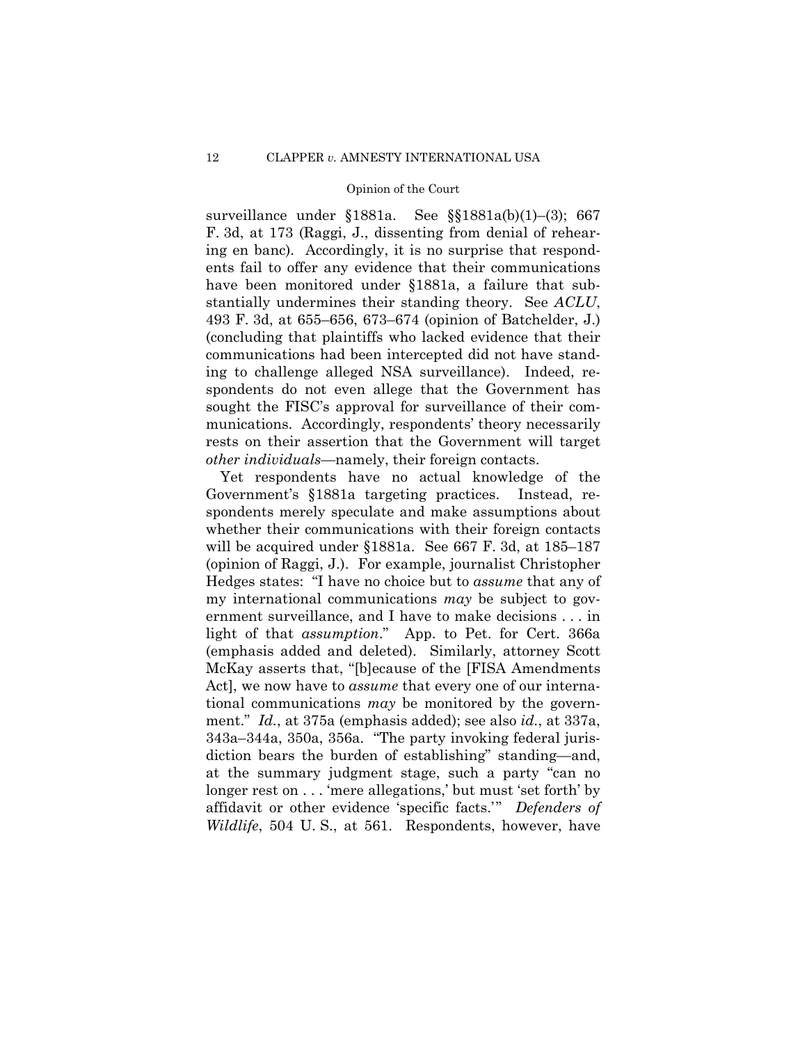surveillance under §1881a. See §§1881a(b)(1)–(3); 667 F. 3d, at 173 (Raggi, J., dissenting from denial of rehearing en banc). Accordingly, it is no surprise that respondents fail to offer any evidence that their communications have been monitored under §1881a, a failure that substantially undermines their standing theory. See *ACLU*, 493 F. 3d, at 655–656, 673–674 (opinion of Batchelder, J.) (concluding that plaintiffs who lacked evidence that their communications had been intercepted did not have standing to challenge alleged NSA surveillance). Indeed, respondents do not even allege that the Government has sought the FISC's approval for surveillance of their communications. Accordingly, respondents' theory necessarily rests on their assertion that the Government will target *other individuals*—namely, their foreign contacts.

Yet respondents have no actual knowledge of the Government's §1881a targeting practices. Instead, respondents merely speculate and make assumptions about whether their communications with their foreign contacts will be acquired under §1881a. See 667 F. 3d, at 185–187 (opinion of Raggi, J.). For example, journalist Christopher Hedges states: "I have no choice but to *assume* that any of my international communications *may* be subject to government surveillance, and I have to make decisions . . . in light of that *assumption*." App. to Pet. for Cert. 366a (emphasis added and deleted). Similarly, attorney Scott McKay asserts that, "[b]ecause of the [FISA Amendments Act], we now have to *assume* that every one of our international communications *may* be monitored by the government." *Id.*, at 375a (emphasis added); see also *id.*, at 337a, 343a–344a, 350a, 356a. "The party invoking federal jurisdiction bears the burden of establishing" standing—and, at the summary judgment stage, such a party "can no longer rest on . . . 'mere allegations,' but must 'set forth' by affidavit or other evidence 'specific facts.'" *Defenders of Wildlife*, 504 U. S., at 561. Respondents, however, have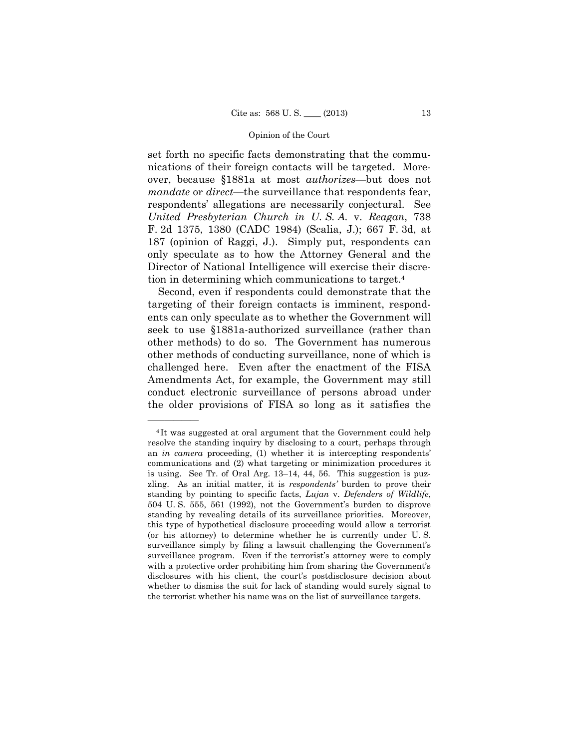set forth no specific facts demonstrating that the communications of their foreign contacts will be targeted. Moreover, because §1881a at most *authorizes*—but does not *mandate* or *direct*—the surveillance that respondents fear, respondents' allegations are necessarily conjectural. See *United Presbyterian Church in U. S. A.* v. *Reagan*, 738 F. 2d 1375, 1380 (CADC 1984) (Scalia, J.); 667 F. 3d, at 187 (opinion of Raggi, J.). Simply put, respondents can only speculate as to how the Attorney General and the Director of National Intelligence will exercise their discretion in determining which communications to target.[4]

Second, even if respondents could demonstrate that the targeting of their foreign contacts is imminent, respondents can only speculate as to whether the Government will seek to use §1881a-authorized surveillance (rather than other methods) to do so. The Government has numerous other methods of conducting surveillance, none of which is challenged here. Even after the enactment of the FISA Amendments Act, for example, the Government may still conduct electronic surveillance of persons abroad under the older provisions of FISA so long as it satisfies the

---

[4] It was suggested at oral argument that the Government could help resolve the standing inquiry by disclosing to a court, perhaps through an *in camera* proceeding, (1) whether it is intercepting respondents' communications and (2) what targeting or minimization procedures it is using. See Tr. of Oral Arg. 13–14, 44, 56. This suggestion is puzzling. As an initial matter, it is *respondents'* burden to prove their standing by pointing to specific facts, *Lujan* v. *Defenders of Wildlife*, 504 U. S. 555, 561 (1992), not the Government's burden to disprove standing by revealing details of its surveillance priorities. Moreover, this type of hypothetical disclosure proceeding would allow a terrorist (or his attorney) to determine whether he is currently under U. S. surveillance simply by filing a lawsuit challenging the Government's surveillance program. Even if the terrorist's attorney were to comply with a protective order prohibiting him from sharing the Government's disclosures with his client, the court's postdisclosure decision about whether to dismiss the suit for lack of standing would surely signal to the terrorist whether his name was on the list of surveillance targets.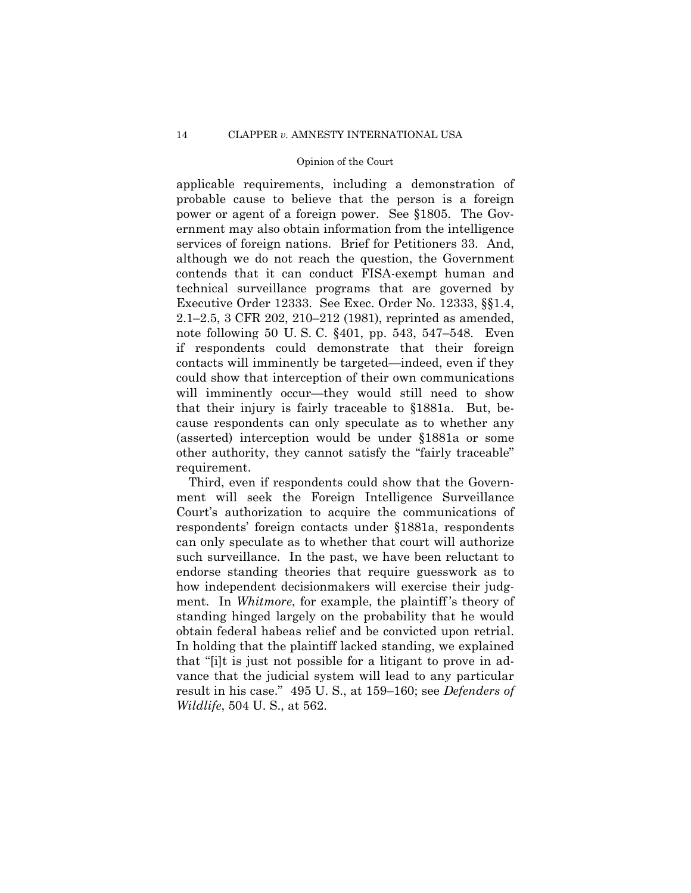applicable requirements, including a demonstration of probable cause to believe that the person is a foreign power or agent of a foreign power. See §1805. The Government may also obtain information from the intelligence services of foreign nations. Brief for Petitioners 33. And, although we do not reach the question, the Government contends that it can conduct FISA-exempt human and technical surveillance programs that are governed by Executive Order 12333. See Exec. Order No. 12333, §§1.4, 2.1–2.5, 3 CFR 202, 210–212 (1981), reprinted as amended, note following 50 U. S. C. §401, pp. 543, 547–548. Even if respondents could demonstrate that their foreign contacts will imminently be targeted—indeed, even if they could show that interception of their own communications will imminently occur—they would still need to show that their injury is fairly traceable to §1881a. But, because respondents can only speculate as to whether any (asserted) interception would be under §1881a or some other authority, they cannot satisfy the "fairly traceable" requirement.

Third, even if respondents could show that the Government will seek the Foreign Intelligence Surveillance Court's authorization to acquire the communications of respondents' foreign contacts under §1881a, respondents can only speculate as to whether that court will authorize such surveillance. In the past, we have been reluctant to endorse standing theories that require guesswork as to how independent decisionmakers will exercise their judgment. In *Whitmore*, for example, the plaintiff's theory of standing hinged largely on the probability that he would obtain federal habeas relief and be convicted upon retrial. In holding that the plaintiff lacked standing, we explained that "[i]t is just not possible for a litigant to prove in advance that the judicial system will lead to any particular result in his case." 495 U. S., at 159–160; see *Defenders of Wildlife*, 504 U. S., at 562.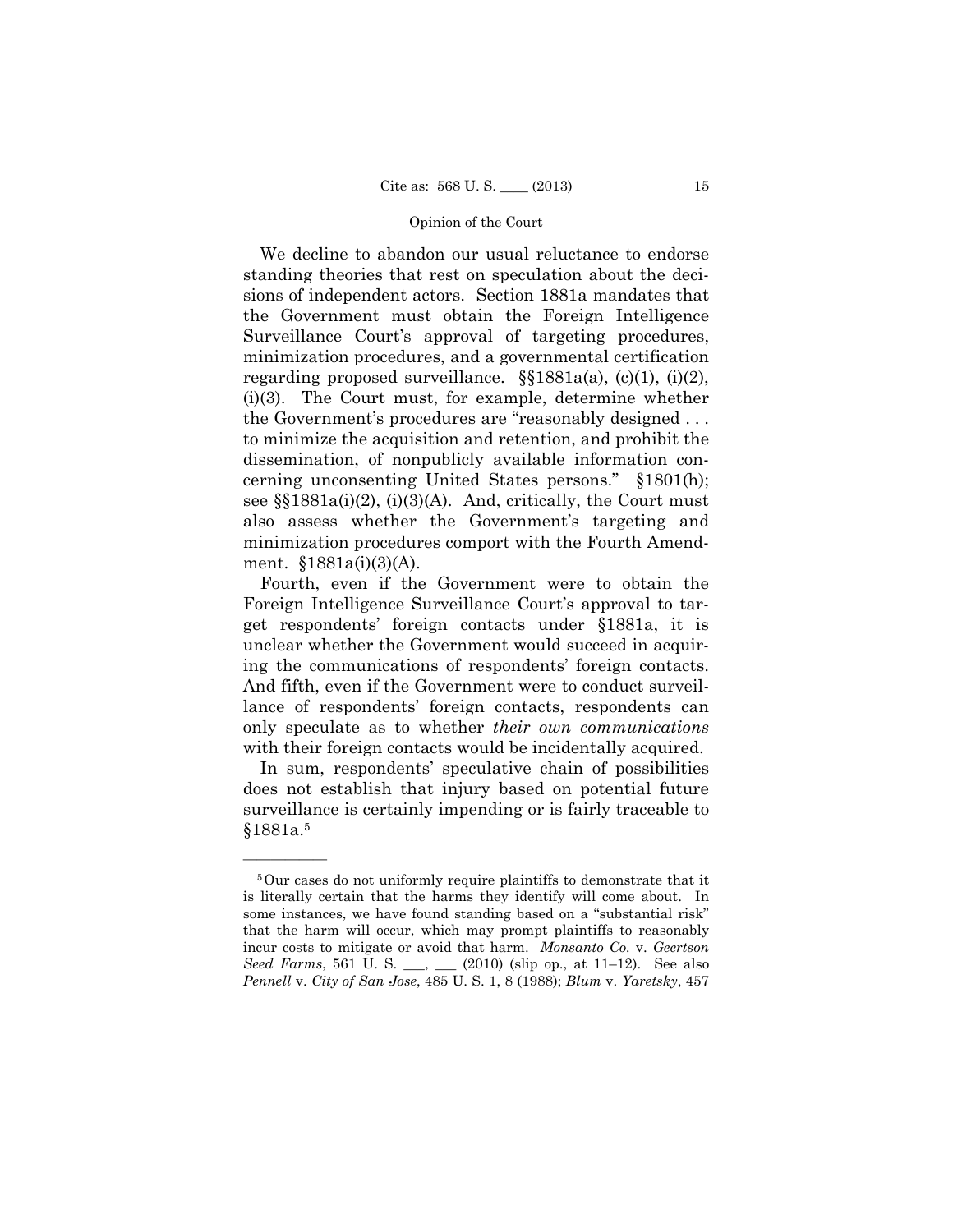We decline to abandon our usual reluctance to endorse standing theories that rest on speculation about the decisions of independent actors. Section 1881a mandates that the Government must obtain the Foreign Intelligence Surveillance Court's approval of targeting procedures, minimization procedures, and a governmental certification regarding proposed surveillance. §§1881a(a), (c)(1), (i)(2), (i)(3). The Court must, for example, determine whether the Government's procedures are "reasonably designed . . . to minimize the acquisition and retention, and prohibit the dissemination, of nonpublicly available information concerning unconsenting United States persons." §1801(h); see §§1881a(i)(2), (i)(3)(A). And, critically, the Court must also assess whether the Government's targeting and minimization procedures comport with the Fourth Amendment. §1881a(i)(3)(A).

Fourth, even if the Government were to obtain the Foreign Intelligence Surveillance Court's approval to target respondents' foreign contacts under §1881a, it is unclear whether the Government would succeed in acquiring the communications of respondents' foreign contacts. And fifth, even if the Government were to conduct surveillance of respondents' foreign contacts, respondents can only speculate as to whether *their own communications* with their foreign contacts would be incidentally acquired.

In sum, respondents' speculative chain of possibilities does not establish that injury based on potential future surveillance is certainly impending or is fairly traceable to §1881a.[5]

---

[5] Our cases do not uniformly require plaintiffs to demonstrate that it is literally certain that the harms they identify will come about. In some instances, we have found standing based on a "substantial risk" that the harm will occur, which may prompt plaintiffs to reasonably incur costs to mitigate or avoid that harm. *Monsanto Co.* v. *Geertson Seed Farms*, 561 U. S. ___, ___ (2010) (slip op., at 11–12). See also *Pennell* v. *City of San Jose*, 485 U. S. 1, 8 (1988); *Blum* v. *Yaretsky*, 457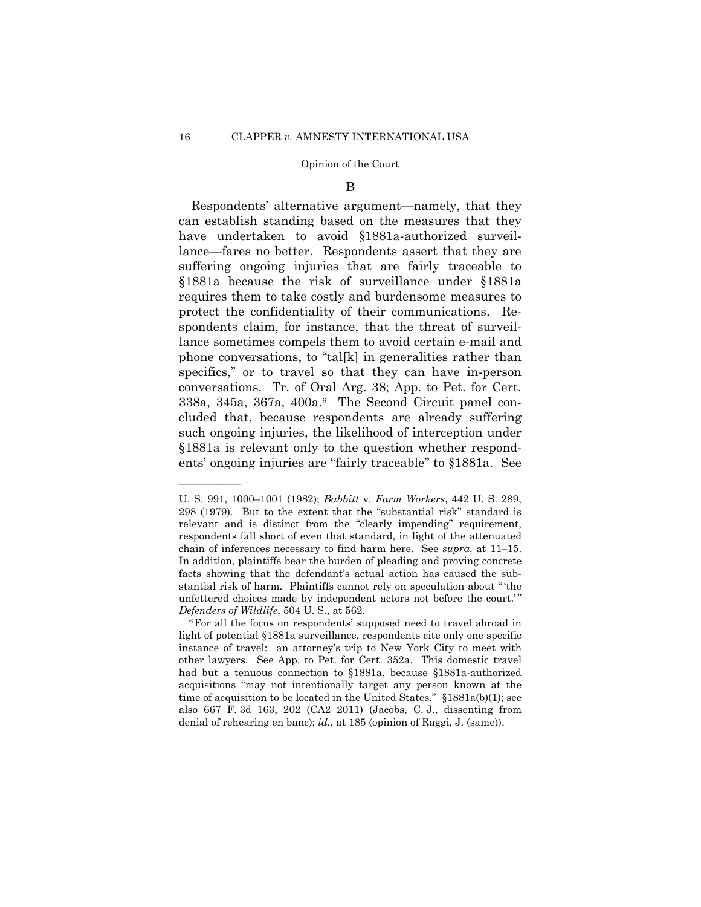### B

Respondents' alternative argument—namely, that they can establish standing based on the measures that they have undertaken to avoid §1881a-authorized surveillance—fares no better. Respondents assert that they are suffering ongoing injuries that are fairly traceable to §1881a because the risk of surveillance under §1881a requires them to take costly and burdensome measures to protect the confidentiality of their communications. Respondents claim, for instance, that the threat of surveillance sometimes compels them to avoid certain e-mail and phone conversations, to "tal[k] in generalities rather than specifics," or to travel so that they can have in-person conversations. Tr. of Oral Arg. 38; App. to Pet. for Cert. 338a, 345a, 367a, 400a.[6] The Second Circuit panel concluded that, because respondents are already suffering such ongoing injuries, the likelihood of interception under §1881a is relevant only to the question whether respondents' ongoing injuries are "fairly traceable" to §1881a. See

---

U. S. 991, 1000–1001 (1982); *Babbitt* v. *Farm Workers*, 442 U. S. 289, 298 (1979). But to the extent that the "substantial risk" standard is relevant and is distinct from the "clearly impending" requirement, respondents fall short of even that standard, in light of the attenuated chain of inferences necessary to find harm here. See *supra,* at 11–15. In addition, plaintiffs bear the burden of pleading and proving concrete facts showing that the defendant's actual action has caused the substantial risk of harm. Plaintiffs cannot rely on speculation about "'the unfettered choices made by independent actors not before the court.'" *Defenders of Wildlife*, 504 U. S., at 562.

[6] For all the focus on respondents' supposed need to travel abroad in light of potential §1881a surveillance, respondents cite only one specific instance of travel: an attorney's trip to New York City to meet with other lawyers. See App. to Pet. for Cert. 352a. This domestic travel had but a tenuous connection to §1881a, because §1881a-authorized acquisitions "may not intentionally target any person known at the time of acquisition to be located in the United States." §1881a(b)(1); see also 667 F. 3d 163, 202 (CA2 2011) (Jacobs, C. J., dissenting from denial of rehearing en banc); *id.*, at 185 (opinion of Raggi, J. (same)).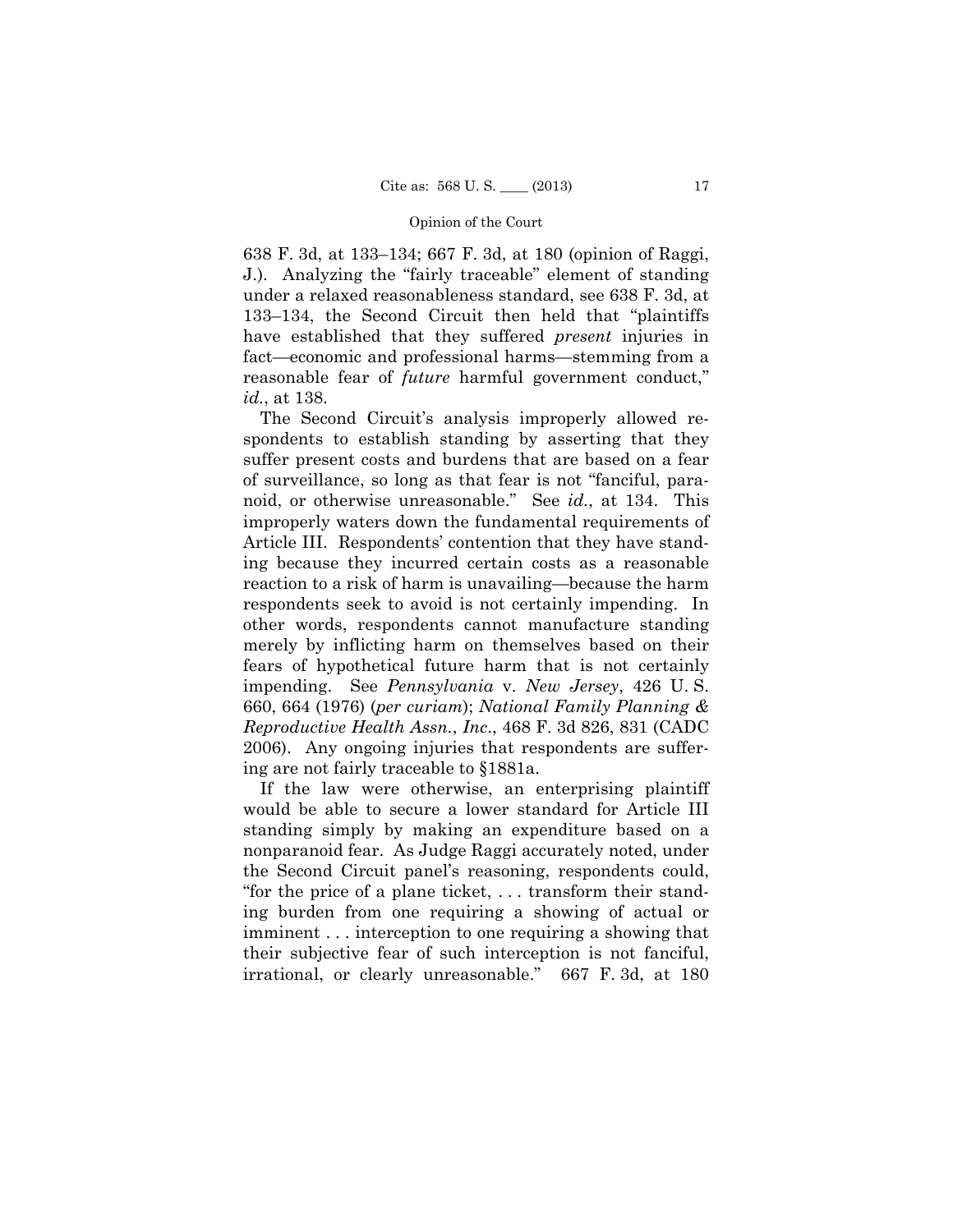638 F. 3d, at 133–134; 667 F. 3d, at 180 (opinion of Raggi, J.). Analyzing the "fairly traceable" element of standing under a relaxed reasonableness standard, see 638 F. 3d, at 133–134, the Second Circuit then held that "plaintiffs have established that they suffered *present* injuries in fact—economic and professional harms—stemming from a reasonable fear of *future* harmful government conduct," *id.*, at 138.

The Second Circuit's analysis improperly allowed respondents to establish standing by asserting that they suffer present costs and burdens that are based on a fear of surveillance, so long as that fear is not "fanciful, paranoid, or otherwise unreasonable." See *id.*, at 134. This improperly waters down the fundamental requirements of Article III. Respondents' contention that they have standing because they incurred certain costs as a reasonable reaction to a risk of harm is unavailing—because the harm respondents seek to avoid is not certainly impending. In other words, respondents cannot manufacture standing merely by inflicting harm on themselves based on their fears of hypothetical future harm that is not certainly impending. See *Pennsylvania* v. *New Jersey*, 426 U. S. 660, 664 (1976) (*per curiam*); *National Family Planning & Reproductive Health Assn., Inc.*, 468 F. 3d 826, 831 (CADC 2006). Any ongoing injuries that respondents are suffering are not fairly traceable to §1881a.

If the law were otherwise, an enterprising plaintiff would be able to secure a lower standard for Article III standing simply by making an expenditure based on a nonparanoid fear. As Judge Raggi accurately noted, under the Second Circuit panel's reasoning, respondents could, "for the price of a plane ticket, . . . transform their standing burden from one requiring a showing of actual or imminent . . . interception to one requiring a showing that their subjective fear of such interception is not fanciful, irrational, or clearly unreasonable." 667 F. 3d, at 180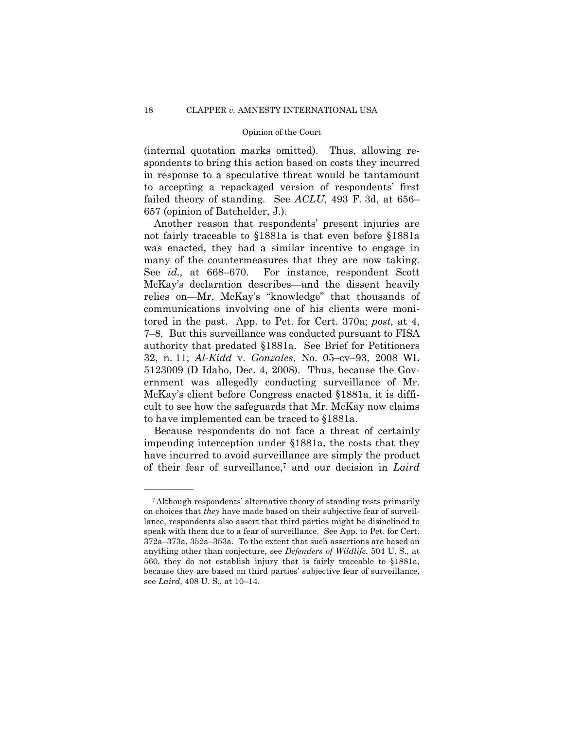(internal quotation marks omitted). Thus, allowing respondents to bring this action based on costs they incurred in response to a speculative threat would be tantamount to accepting a repackaged version of respondents' first failed theory of standing. See *ACLU*, 493 F. 3d, at 656–657 (opinion of Batchelder, J.).

Another reason that respondents' present injuries are not fairly traceable to §1881a is that even before §1881a was enacted, they had a similar incentive to engage in many of the countermeasures that they are now taking. See *id.,* at 668–670. For instance, respondent Scott McKay's declaration describes—and the dissent heavily relies on—Mr. McKay's "knowledge" that thousands of communications involving one of his clients were monitored in the past. App. to Pet. for Cert. 370a; *post,* at 4, 7–8. But this surveillance was conducted pursuant to FISA authority that predated §1881a. See Brief for Petitioners 32, n. 11; *Al-Kidd* v. *Gonzales*, No. 05–cv–93, 2008 WL 5123009 (D Idaho, Dec. 4, 2008). Thus, because the Government was allegedly conducting surveillance of Mr. McKay's client before Congress enacted §1881a, it is difficult to see how the safeguards that Mr. McKay now claims to have implemented can be traced to §1881a.

Because respondents do not face a threat of certainly impending interception under §1881a, the costs that they have incurred to avoid surveillance are simply the product of their fear of surveillance,[7] and our decision in *Laird*

---

[7] Although respondents' alternative theory of standing rests primarily on choices that *they* have made based on their subjective fear of surveillance, respondents also assert that third parties might be disinclined to speak with them due to a fear of surveillance. See App. to Pet. for Cert. 372a–373a, 352a–353a. To the extent that such assertions are based on anything other than conjecture, see *Defenders of Wildlife*, 504 U. S., at 560, they do not establish injury that is fairly traceable to §1881a, because they are based on third parties' subjective fear of surveillance, see *Laird*, 408 U. S., at 10–14.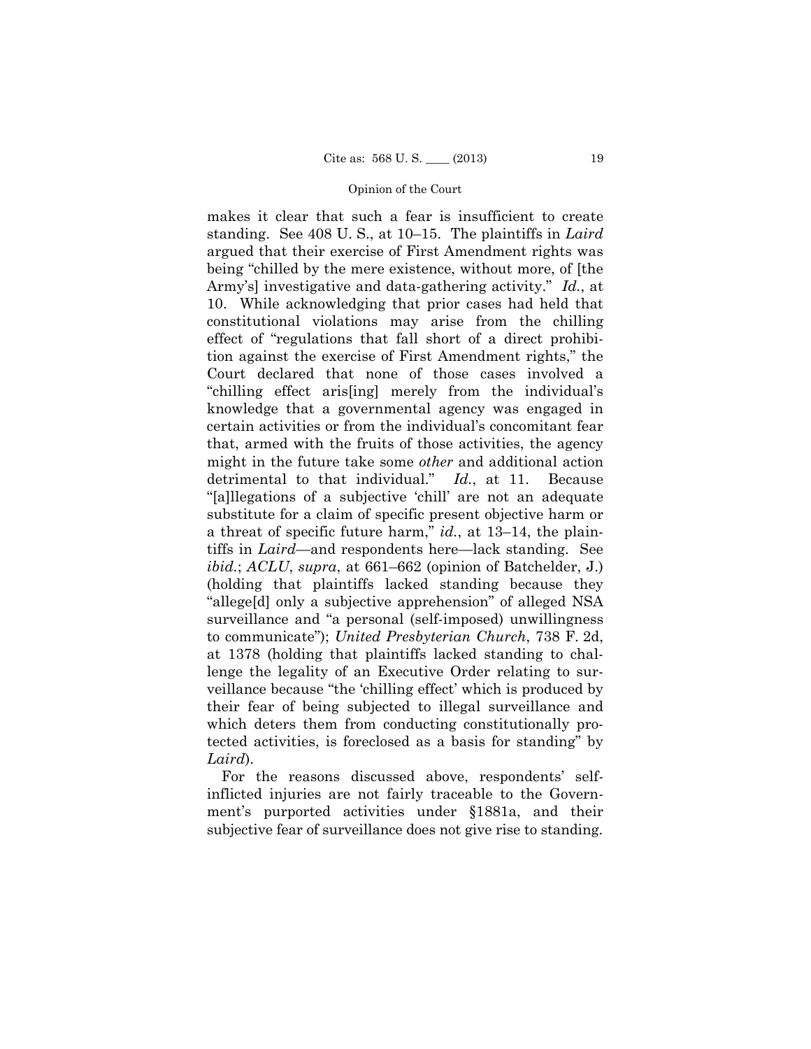makes it clear that such a fear is insufficient to create standing. See 408 U. S., at 10–15. The plaintiffs in *Laird* argued that their exercise of First Amendment rights was being "chilled by the mere existence, without more, of [the Army's] investigative and data-gathering activity." *Id.*, at 10. While acknowledging that prior cases had held that constitutional violations may arise from the chilling effect of "regulations that fall short of a direct prohibition against the exercise of First Amendment rights," the Court declared that none of those cases involved a "chilling effect aris[ing] merely from the individual's knowledge that a governmental agency was engaged in certain activities or from the individual's concomitant fear that, armed with the fruits of those activities, the agency might in the future take some *other* and additional action detrimental to that individual." *Id.*, at 11. Because "[a]llegations of a subjective 'chill' are not an adequate substitute for a claim of specific present objective harm or a threat of specific future harm," *id.*, at 13–14, the plaintiffs in *Laird*—and respondents here—lack standing. See *ibid.*; *ACLU*, *supra*, at 661–662 (opinion of Batchelder, J.) (holding that plaintiffs lacked standing because they "allege[d] only a subjective apprehension" of alleged NSA surveillance and "a personal (self-imposed) unwillingness to communicate"); *United Presbyterian Church*, 738 F. 2d, at 1378 (holding that plaintiffs lacked standing to challenge the legality of an Executive Order relating to surveillance because "the 'chilling effect' which is produced by their fear of being subjected to illegal surveillance and which deters them from conducting constitutionally protected activities, is foreclosed as a basis for standing" by *Laird*).

For the reasons discussed above, respondents' self-inflicted injuries are not fairly traceable to the Government's purported activities under §1881a, and their subjective fear of surveillance does not give rise to standing.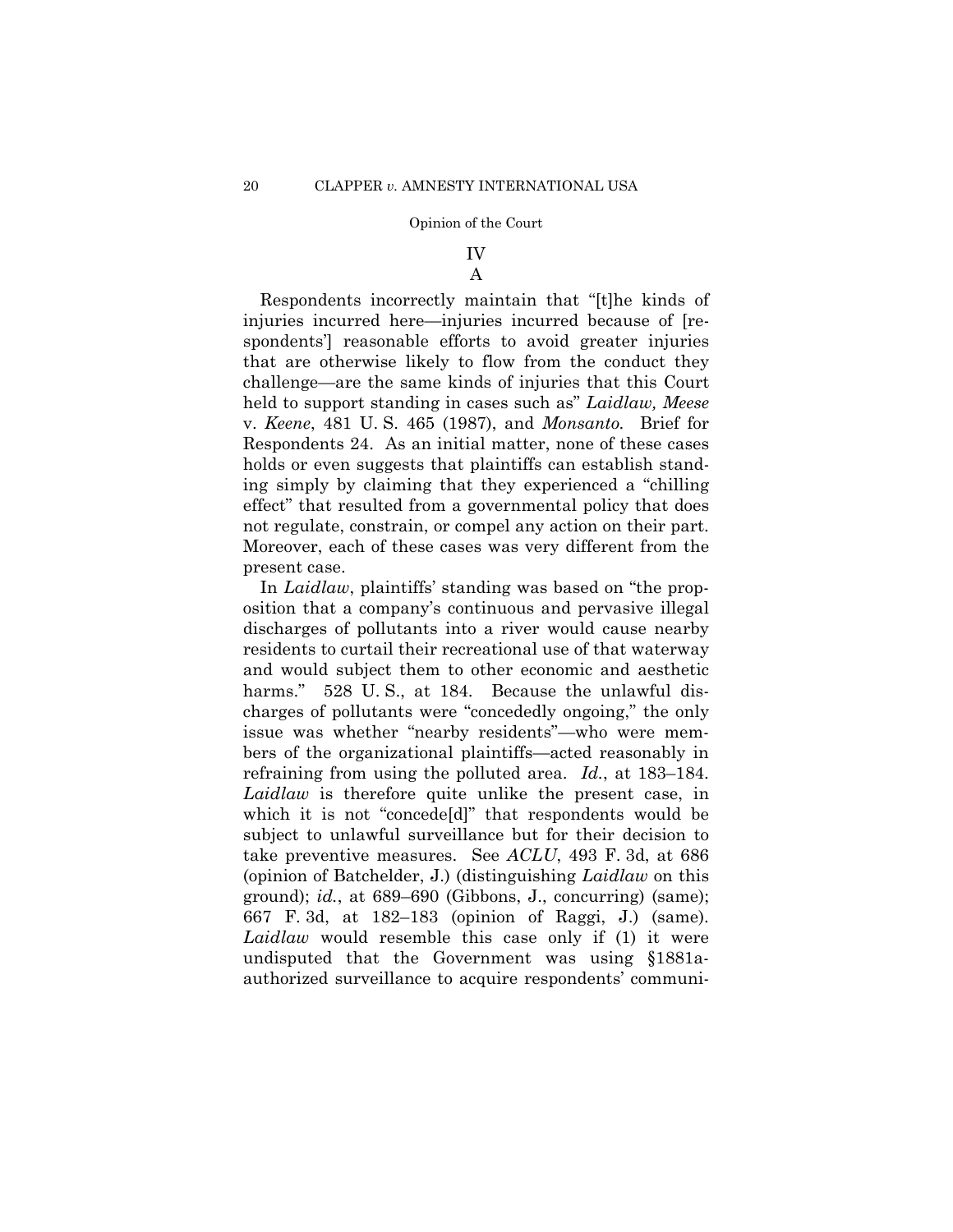## IV

### A

Respondents incorrectly maintain that "[t]he kinds of injuries incurred here—injuries incurred because of [respondents'] reasonable efforts to avoid greater injuries that are otherwise likely to flow from the conduct they challenge—are the same kinds of injuries that this Court held to support standing in cases such as" *Laidlaw, Meese* v. *Keene*, 481 U. S. 465 (1987), and *Monsanto*. Brief for Respondents 24. As an initial matter, none of these cases holds or even suggests that plaintiffs can establish standing simply by claiming that they experienced a "chilling effect" that resulted from a governmental policy that does not regulate, constrain, or compel any action on their part. Moreover, each of these cases was very different from the present case.

In *Laidlaw*, plaintiffs' standing was based on "the proposition that a company's continuous and pervasive illegal discharges of pollutants into a river would cause nearby residents to curtail their recreational use of that waterway and would subject them to other economic and aesthetic harms." 528 U. S., at 184. Because the unlawful discharges of pollutants were "concededly ongoing," the only issue was whether "nearby residents"—who were members of the organizational plaintiffs—acted reasonably in refraining from using the polluted area. *Id.*, at 183–184. *Laidlaw* is therefore quite unlike the present case, in which it is not "concede[d]" that respondents would be subject to unlawful surveillance but for their decision to take preventive measures. See *ACLU*, 493 F. 3d, at 686 (opinion of Batchelder, J.) (distinguishing *Laidlaw* on this ground); *id.*, at 689–690 (Gibbons, J., concurring) (same); 667 F. 3d, at 182–183 (opinion of Raggi, J.) (same). *Laidlaw* would resemble this case only if (1) it were undisputed that the Government was using §1881a-authorized surveillance to acquire respondents' communi-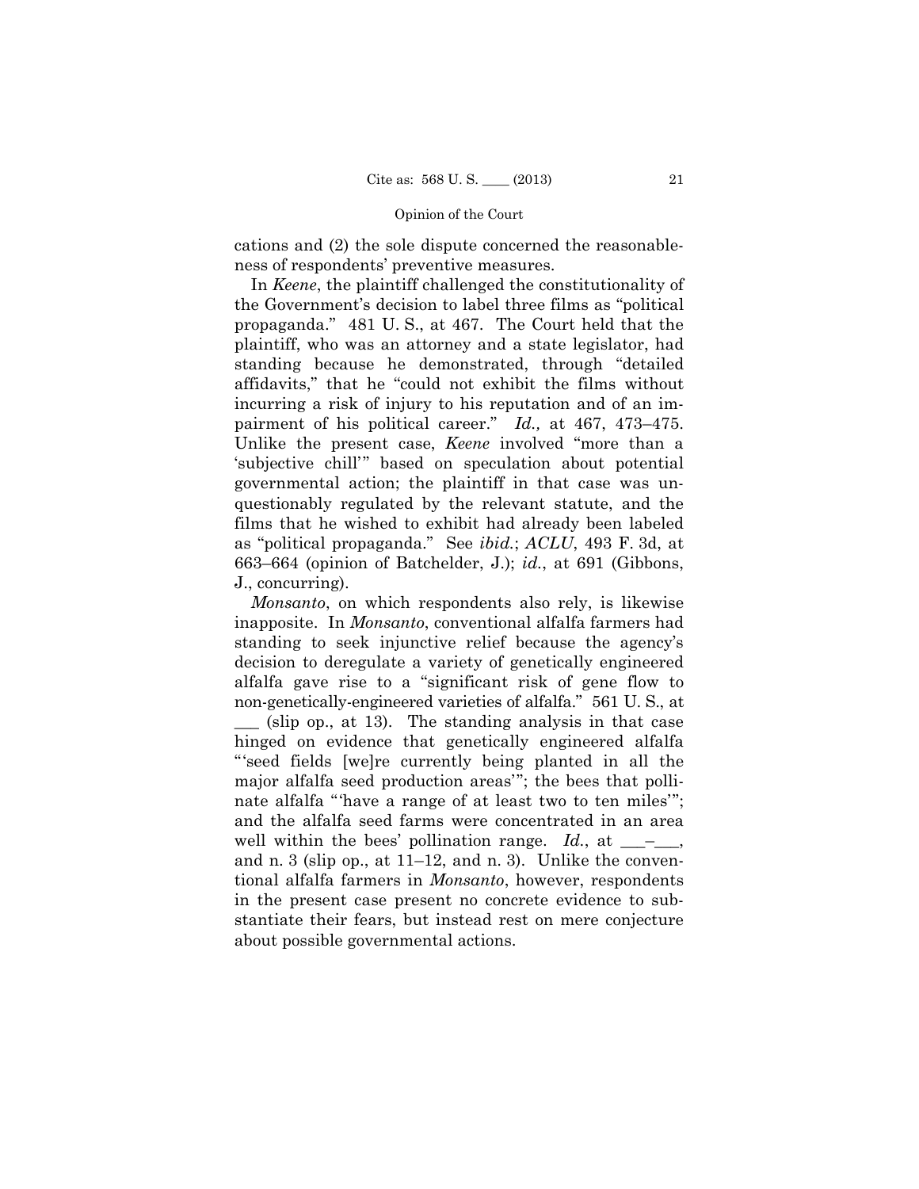cations and (2) the sole dispute concerned the reasonableness of respondents' preventive measures.

In *Keene*, the plaintiff challenged the constitutionality of the Government's decision to label three films as "political propaganda." 481 U. S., at 467. The Court held that the plaintiff, who was an attorney and a state legislator, had standing because he demonstrated, through "detailed affidavits," that he "could not exhibit the films without incurring a risk of injury to his reputation and of an impairment of his political career." *Id.,* at 467, 473–475. Unlike the present case, *Keene* involved "more than a 'subjective chill'" based on speculation about potential governmental action; the plaintiff in that case was unquestionably regulated by the relevant statute, and the films that he wished to exhibit had already been labeled as "political propaganda." See *ibid.*; *ACLU*, 493 F. 3d, at 663–664 (opinion of Batchelder, J.); *id.*, at 691 (Gibbons, J., concurring).

*Monsanto*, on which respondents also rely, is likewise inapposite. In *Monsanto*, conventional alfalfa farmers had standing to seek injunctive relief because the agency's decision to deregulate a variety of genetically engineered alfalfa gave rise to a "significant risk of gene flow to non-genetically-engineered varieties of alfalfa." 561 U. S., at ___ (slip op., at 13). The standing analysis in that case hinged on evidence that genetically engineered alfalfa "'seed fields [we]re currently being planted in all the major alfalfa seed production areas'"; the bees that pollinate alfalfa "'have a range of at least two to ten miles'"; and the alfalfa seed farms were concentrated in an area well within the bees' pollination range. *Id.*, at ___–___, and n. 3 (slip op., at 11–12, and n. 3). Unlike the conventional alfalfa farmers in *Monsanto*, however, respondents in the present case present no concrete evidence to substantiate their fears, but instead rest on mere conjecture about possible governmental actions.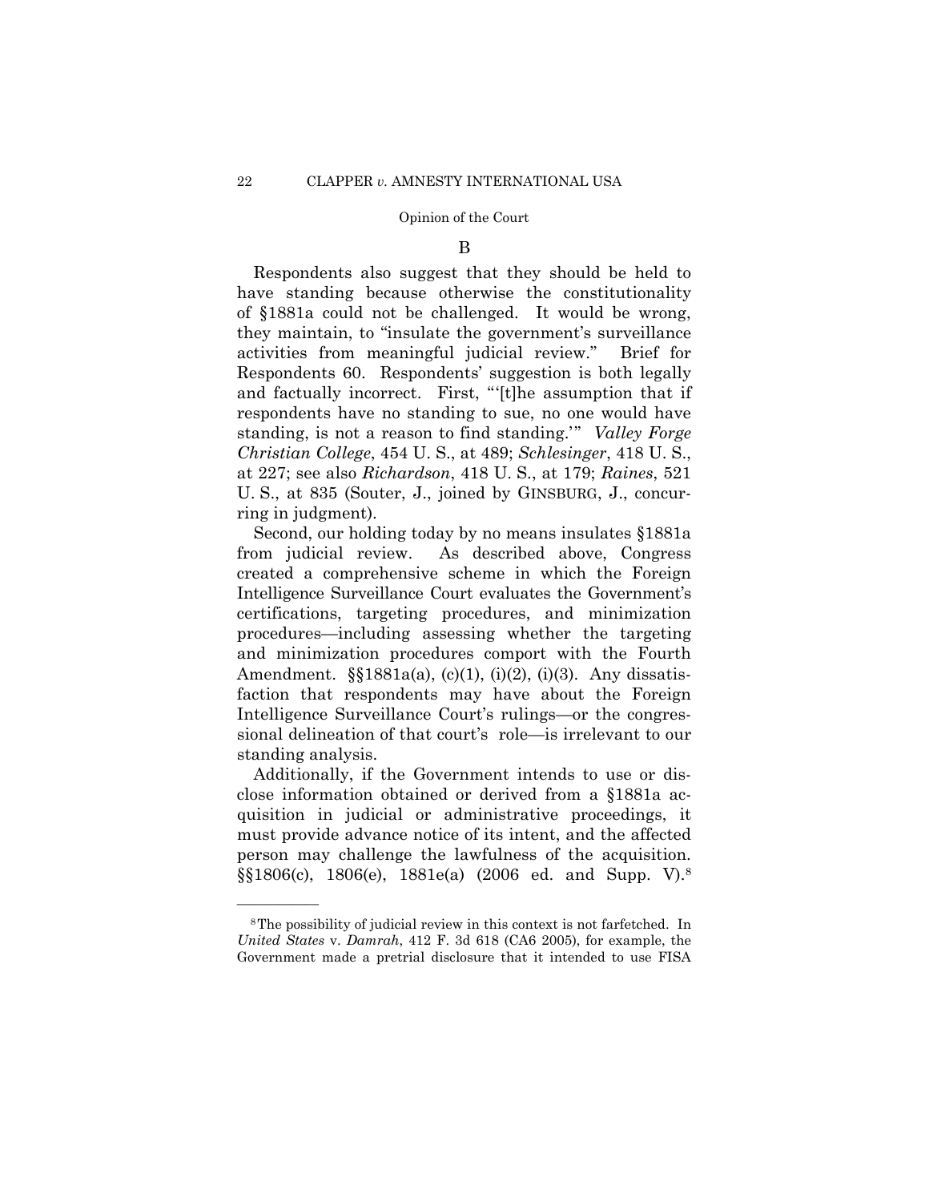### B

Respondents also suggest that they should be held to have standing because otherwise the constitutionality of §1881a could not be challenged. It would be wrong, they maintain, to "insulate the government's surveillance activities from meaningful judicial review." Brief for Respondents 60. Respondents' suggestion is both legally and factually incorrect. First, "'[t]he assumption that if respondents have no standing to sue, no one would have standing, is not a reason to find standing.'" *Valley Forge Christian College*, 454 U. S., at 489; *Schlesinger*, 418 U. S., at 227; see also *Richardson*, 418 U. S., at 179; *Raines*, 521 U. S., at 835 (Souter, J., joined by GINSBURG, J., concurring in judgment).

Second, our holding today by no means insulates §1881a from judicial review. As described above, Congress created a comprehensive scheme in which the Foreign Intelligence Surveillance Court evaluates the Government's certifications, targeting procedures, and minimization procedures—including assessing whether the targeting and minimization procedures comport with the Fourth Amendment. §§1881a(a), (c)(1), (i)(2), (i)(3). Any dissatisfaction that respondents may have about the Foreign Intelligence Surveillance Court's rulings—or the congressional delineation of that court's role—is irrelevant to our standing analysis.

Additionally, if the Government intends to use or disclose information obtained or derived from a §1881a acquisition in judicial or administrative proceedings, it must provide advance notice of its intent, and the affected person may challenge the lawfulness of the acquisition. §§1806(c), 1806(e), 1881e(a) (2006 ed. and Supp. V).[8]

---

[8] The possibility of judicial review in this context is not farfetched. In *United States* v. *Damrah*, 412 F. 3d 618 (CA6 2005), for example, the Government made a pretrial disclosure that it intended to use FISA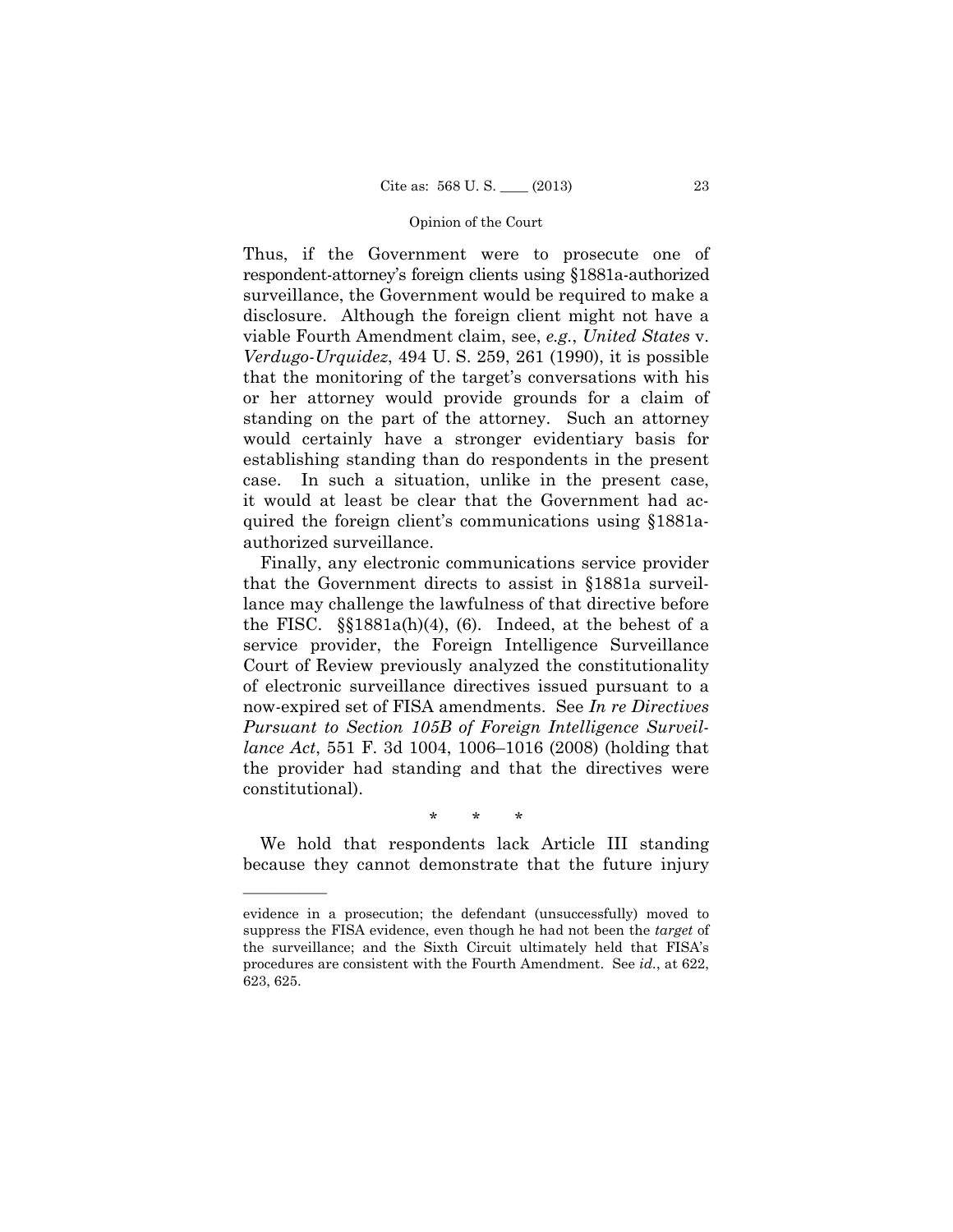Thus, if the Government were to prosecute one of respondent-attorney's foreign clients using §1881a-authorized surveillance, the Government would be required to make a disclosure. Although the foreign client might not have a viable Fourth Amendment claim, see, *e.g.*, *United States* v. *Verdugo-Urquidez*, 494 U. S. 259, 261 (1990), it is possible that the monitoring of the target's conversations with his or her attorney would provide grounds for a claim of standing on the part of the attorney. Such an attorney would certainly have a stronger evidentiary basis for establishing standing than do respondents in the present case. In such a situation, unlike in the present case, it would at least be clear that the Government had acquired the foreign client's communications using §1881a-authorized surveillance.

Finally, any electronic communications service provider that the Government directs to assist in §1881a surveillance may challenge the lawfulness of that directive before the FISC. §§1881a(h)(4), (6). Indeed, at the behest of a service provider, the Foreign Intelligence Surveillance Court of Review previously analyzed the constitutionality of electronic surveillance directives issued pursuant to a now-expired set of FISA amendments. See *In re Directives Pursuant to Section 105B of Foreign Intelligence Surveillance Act*, 551 F. 3d 1004, 1006–1016 (2008) (holding that the provider had standing and that the directives were constitutional).

\* \* \*

We hold that respondents lack Article III standing because they cannot demonstrate that the future injury

---

evidence in a prosecution; the defendant (unsuccessfully) moved to suppress the FISA evidence, even though he had not been the *target* of the surveillance; and the Sixth Circuit ultimately held that FISA's procedures are consistent with the Fourth Amendment. See *id.*, at 622, 623, 625.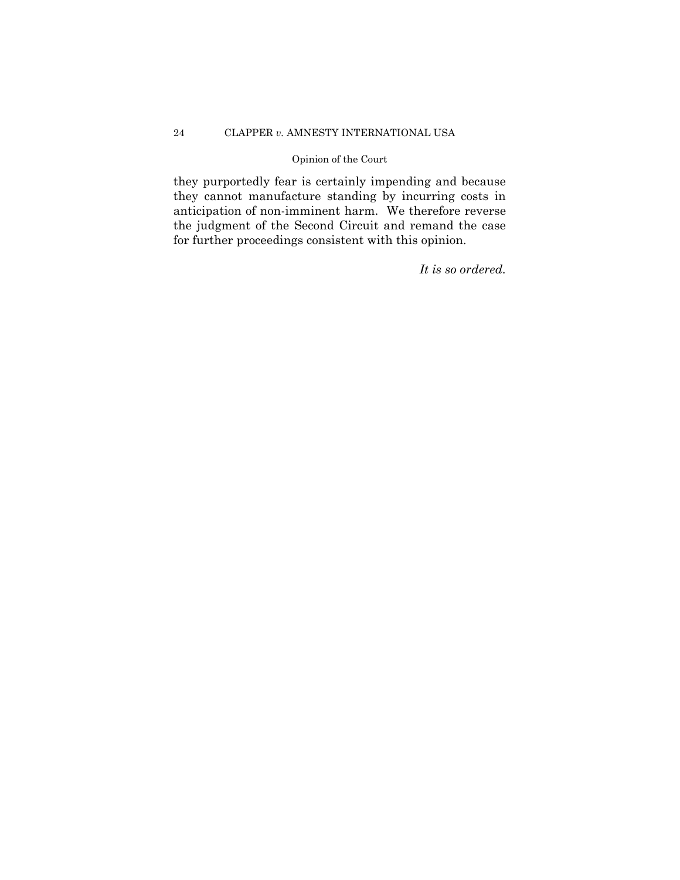they purportedly fear is certainly impending and because they cannot manufacture standing by incurring costs in anticipation of non-imminent harm. We therefore reverse the judgment of the Second Circuit and remand the case for further proceedings consistent with this opinion.

*It is so ordered.*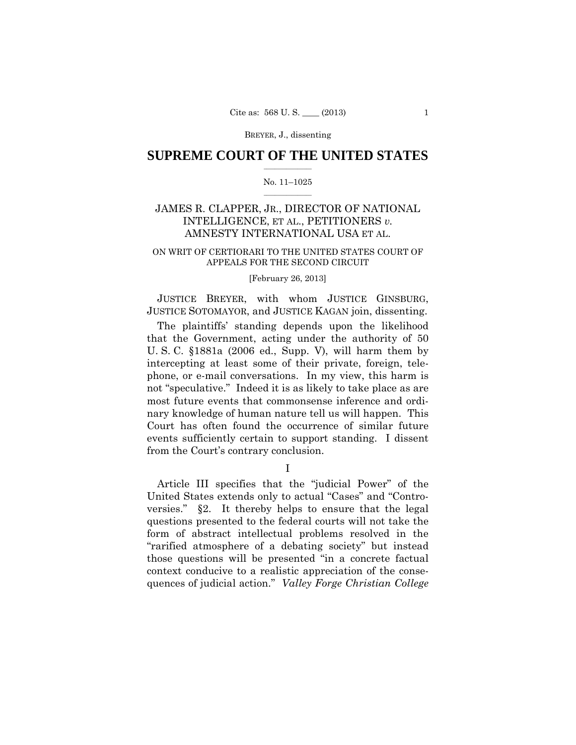## SUPREME COURT OF THE UNITED STATES

No. 11–1025

JAMES R. CLAPPER, JR., DIRECTOR OF NATIONAL INTELLIGENCE, ET AL., PETITIONERS *v.* AMNESTY INTERNATIONAL USA ET AL.

ON WRIT OF CERTIORARI TO THE UNITED STATES COURT OF APPEALS FOR THE SECOND CIRCUIT

[February 26, 2013]

JUSTICE BREYER, with whom JUSTICE GINSBURG, JUSTICE SOTOMAYOR, and JUSTICE KAGAN join, dissenting.

The plaintiffs' standing depends upon the likelihood that the Government, acting under the authority of 50 U. S. C. §1881a (2006 ed., Supp. V), will harm them by intercepting at least some of their private, foreign, telephone, or e-mail conversations. In my view, this harm is not "speculative." Indeed it is as likely to take place as are most future events that commonsense inference and ordinary knowledge of human nature tell us will happen. This Court has often found the occurrence of similar future events sufficiently certain to support standing. I dissent from the Court's contrary conclusion.

I

Article III specifies that the "judicial Power" of the United States extends only to actual "Cases" and "Controversies." §2. It thereby helps to ensure that the legal questions presented to the federal courts will not take the form of abstract intellectual problems resolved in the "rarified atmosphere of a debating society" but instead those questions will be presented "in a concrete factual context conducive to a realistic appreciation of the consequences of judicial action." *Valley Forge Christian College*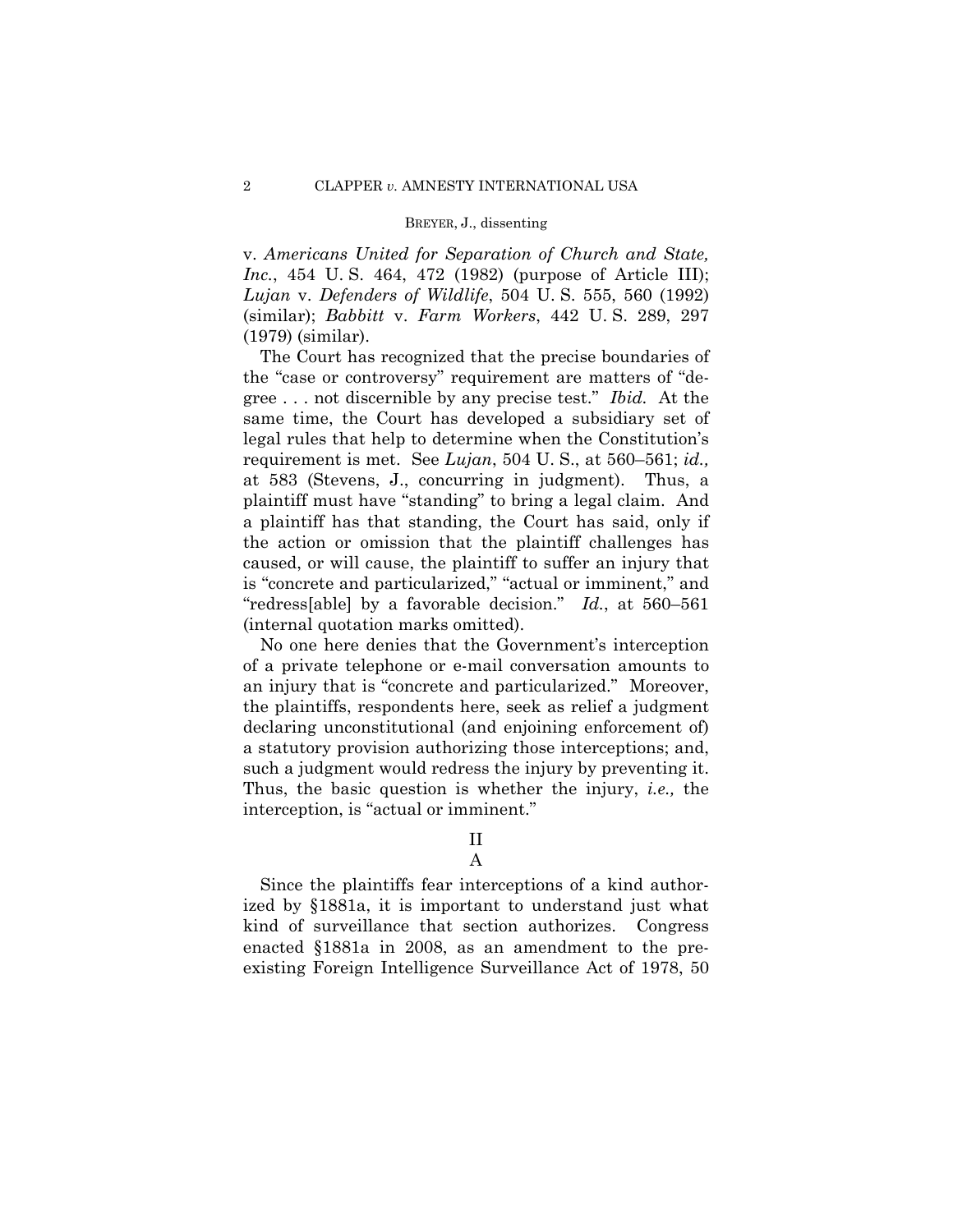v. *Americans United for Separation of Church and State, Inc.*, 454 U. S. 464, 472 (1982) (purpose of Article III); *Lujan* v. *Defenders of Wildlife*, 504 U. S. 555, 560 (1992) (similar); *Babbitt* v. *Farm Workers*, 442 U. S. 289, 297 (1979) (similar).

The Court has recognized that the precise boundaries of the "case or controversy" requirement are matters of "degree . . . not discernible by any precise test." *Ibid.* At the same time, the Court has developed a subsidiary set of legal rules that help to determine when the Constitution's requirement is met. See *Lujan*, 504 U. S., at 560–561; *id.,* at 583 (Stevens, J., concurring in judgment). Thus, a plaintiff must have "standing" to bring a legal claim. And a plaintiff has that standing, the Court has said, only if the action or omission that the plaintiff challenges has caused, or will cause, the plaintiff to suffer an injury that is "concrete and particularized," "actual or imminent," and "redress[able] by a favorable decision." *Id.*, at 560–561 (internal quotation marks omitted).

No one here denies that the Government's interception of a private telephone or e-mail conversation amounts to an injury that is "concrete and particularized." Moreover, the plaintiffs, respondents here, seek as relief a judgment declaring unconstitutional (and enjoining enforcement of) a statutory provision authorizing those interceptions; and, such a judgment would redress the injury by preventing it. Thus, the basic question is whether the injury, *i.e.,* the interception, is "actual or imminent."

## II

### A

Since the plaintiffs fear interceptions of a kind authorized by §1881a, it is important to understand just what kind of surveillance that section authorizes. Congress enacted §1881a in 2008, as an amendment to the preexisting Foreign Intelligence Surveillance Act of 1978, 50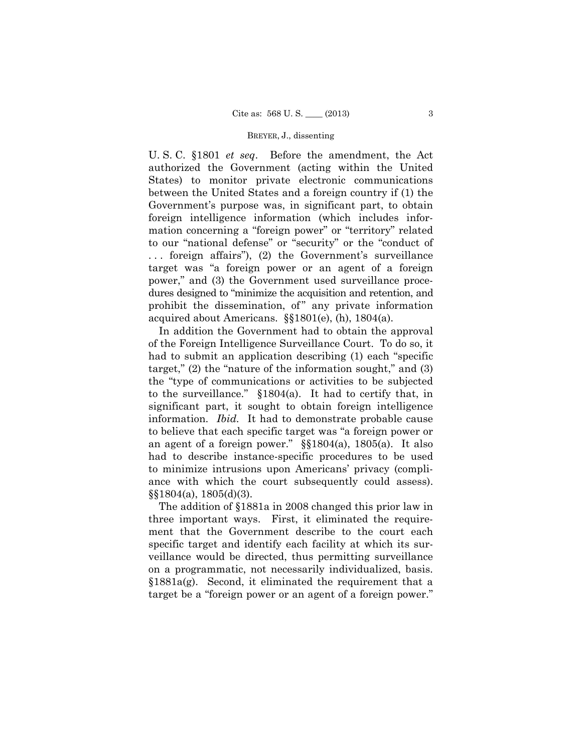U. S. C. §1801 *et seq*. Before the amendment, the Act authorized the Government (acting within the United States) to monitor private electronic communications between the United States and a foreign country if (1) the Government's purpose was, in significant part, to obtain foreign intelligence information (which includes information concerning a "foreign power" or "territory" related to our "national defense" or "security" or the "conduct of . . . foreign affairs"), (2) the Government's surveillance target was "a foreign power or an agent of a foreign power," and (3) the Government used surveillance procedures designed to "minimize the acquisition and retention, and prohibit the dissemination, of" any private information acquired about Americans. §§1801(e), (h), 1804(a).

In addition the Government had to obtain the approval of the Foreign Intelligence Surveillance Court. To do so, it had to submit an application describing (1) each "specific target," (2) the "nature of the information sought," and (3) the "type of communications or activities to be subjected to the surveillance." §1804(a). It had to certify that, in significant part, it sought to obtain foreign intelligence information. *Ibid.* It had to demonstrate probable cause to believe that each specific target was "a foreign power or an agent of a foreign power." §§1804(a), 1805(a). It also had to describe instance-specific procedures to be used to minimize intrusions upon Americans' privacy (compliance with which the court subsequently could assess). §§1804(a), 1805(d)(3).

The addition of §1881a in 2008 changed this prior law in three important ways. First, it eliminated the requirement that the Government describe to the court each specific target and identify each facility at which its surveillance would be directed, thus permitting surveillance on a programmatic, not necessarily individualized, basis. §1881a(g). Second, it eliminated the requirement that a target be a "foreign power or an agent of a foreign power."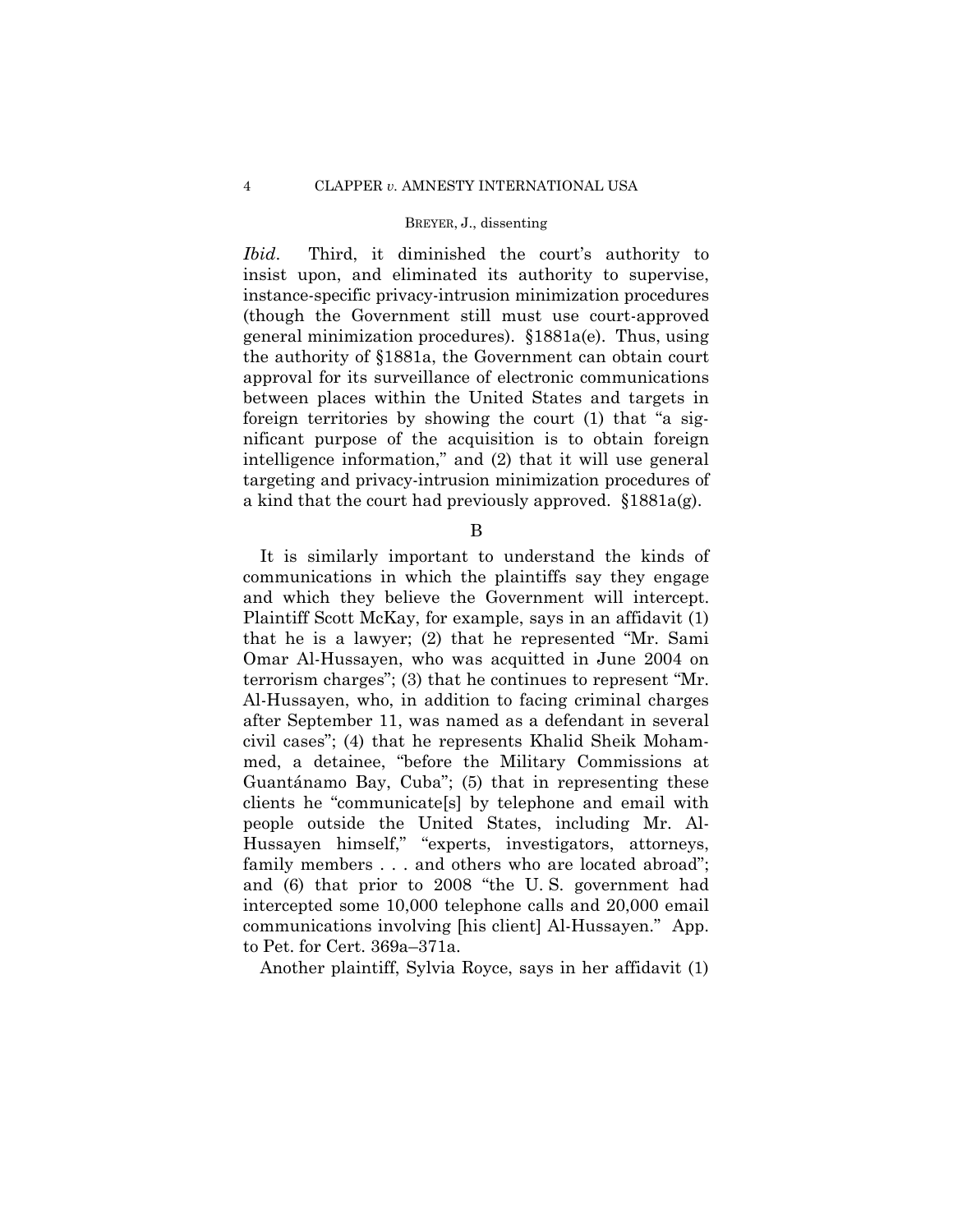*Ibid*. Third, it diminished the court's authority to insist upon, and eliminated its authority to supervise, instance-specific privacy-intrusion minimization procedures (though the Government still must use court-approved general minimization procedures). §1881a(e). Thus, using the authority of §1881a, the Government can obtain court approval for its surveillance of electronic communications between places within the United States and targets in foreign territories by showing the court (1) that "a significant purpose of the acquisition is to obtain foreign intelligence information," and (2) that it will use general targeting and privacy-intrusion minimization procedures of a kind that the court had previously approved. §1881a(g).

B

It is similarly important to understand the kinds of communications in which the plaintiffs say they engage and which they believe the Government will intercept. Plaintiff Scott McKay, for example, says in an affidavit (1) that he is a lawyer; (2) that he represented "Mr. Sami Omar Al-Hussayen, who was acquitted in June 2004 on terrorism charges"; (3) that he continues to represent "Mr. Al-Hussayen, who, in addition to facing criminal charges after September 11, was named as a defendant in several civil cases"; (4) that he represents Khalid Sheik Mohammed, a detainee, "before the Military Commissions at Guantánamo Bay, Cuba"; (5) that in representing these clients he "communicate[s] by telephone and email with people outside the United States, including Mr. Al-Hussayen himself," "experts, investigators, attorneys, family members . . . and others who are located abroad"; and (6) that prior to 2008 "the U. S. government had intercepted some 10,000 telephone calls and 20,000 email communications involving [his client] Al-Hussayen." App. to Pet. for Cert. 369a–371a.

Another plaintiff, Sylvia Royce, says in her affidavit (1)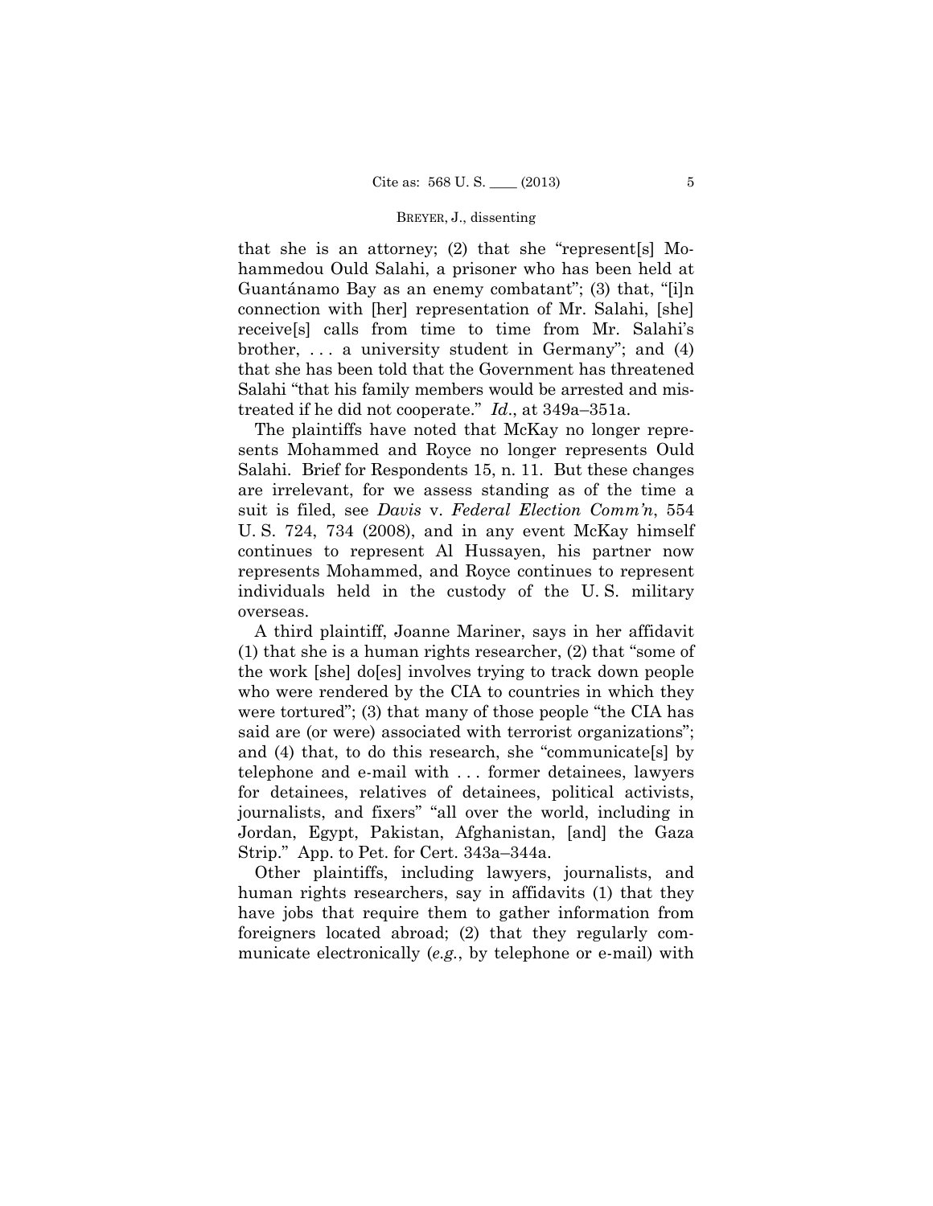that she is an attorney; (2) that she "represent[s] Mohammedou Ould Salahi, a prisoner who has been held at Guantánamo Bay as an enemy combatant"; (3) that, "[i]n connection with [her] representation of Mr. Salahi, [she] receive[s] calls from time to time from Mr. Salahi's brother, . . . a university student in Germany"; and (4) that she has been told that the Government has threatened Salahi "that his family members would be arrested and mistreated if he did not cooperate." *Id*., at 349a–351a.

The plaintiffs have noted that McKay no longer represents Mohammed and Royce no longer represents Ould Salahi. Brief for Respondents 15, n. 11. But these changes are irrelevant, for we assess standing as of the time a suit is filed, see *Davis* v. *Federal Election Comm'n*, 554 U. S. 724, 734 (2008), and in any event McKay himself continues to represent Al Hussayen, his partner now represents Mohammed, and Royce continues to represent individuals held in the custody of the U. S. military overseas.

A third plaintiff, Joanne Mariner, says in her affidavit (1) that she is a human rights researcher, (2) that "some of the work [she] do[es] involves trying to track down people who were rendered by the CIA to countries in which they were tortured"; (3) that many of those people "the CIA has said are (or were) associated with terrorist organizations"; and (4) that, to do this research, she "communicate[s] by telephone and e-mail with . . . former detainees, lawyers for detainees, relatives of detainees, political activists, journalists, and fixers" "all over the world, including in Jordan, Egypt, Pakistan, Afghanistan, [and] the Gaza Strip." App. to Pet. for Cert. 343a–344a.

Other plaintiffs, including lawyers, journalists, and human rights researchers, say in affidavits (1) that they have jobs that require them to gather information from foreigners located abroad; (2) that they regularly communicate electronically (*e.g.*, by telephone or e-mail) with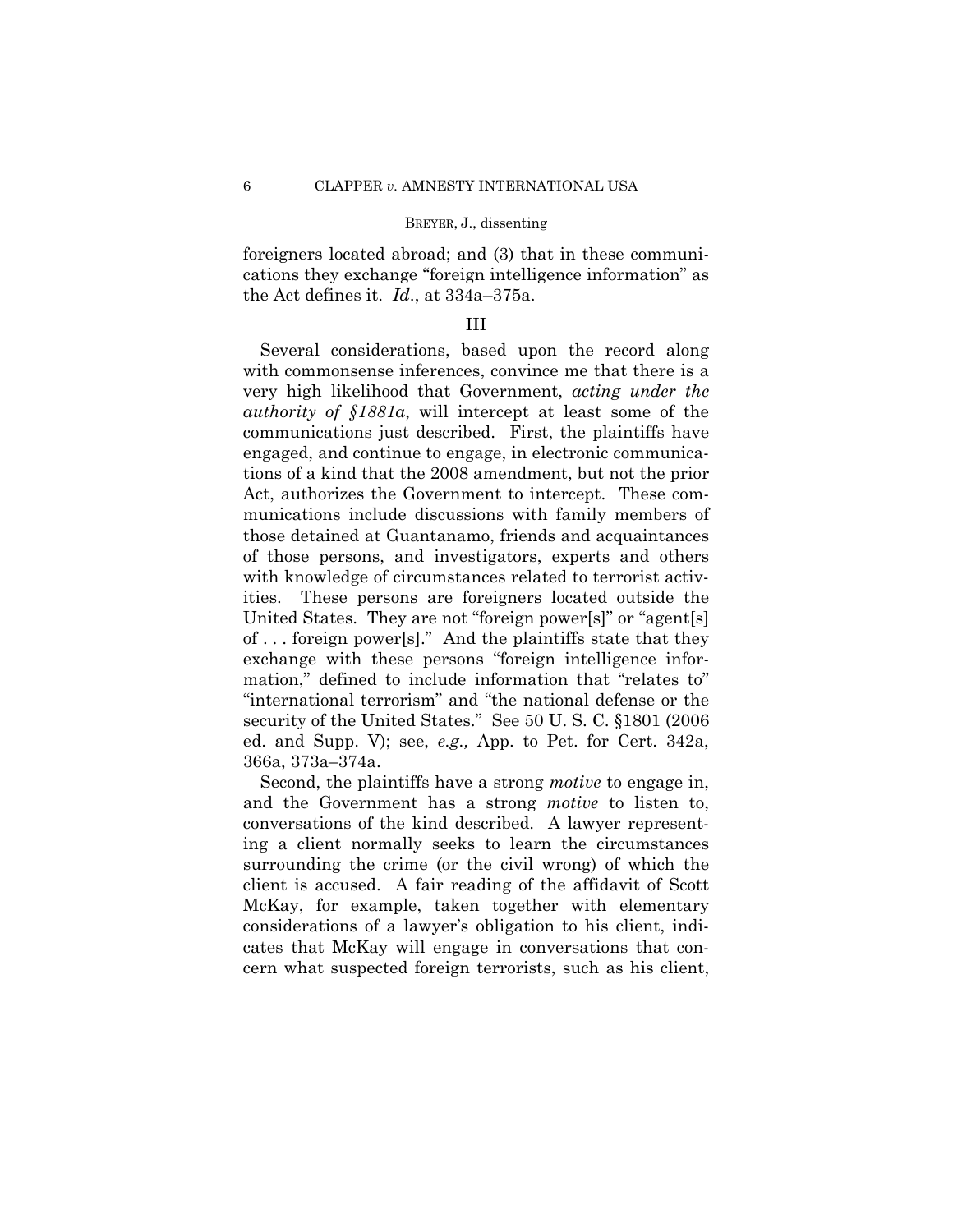foreigners located abroad; and (3) that in these communications they exchange "foreign intelligence information" as the Act defines it. *Id*., at 334a–375a.

## III

Several considerations, based upon the record along with commonsense inferences, convince me that there is a very high likelihood that Government, *acting under the authority of §1881a*, will intercept at least some of the communications just described. First, the plaintiffs have engaged, and continue to engage, in electronic communications of a kind that the 2008 amendment, but not the prior Act, authorizes the Government to intercept. These communications include discussions with family members of those detained at Guantanamo, friends and acquaintances of those persons, and investigators, experts and others with knowledge of circumstances related to terrorist activities. These persons are foreigners located outside the United States. They are not "foreign power[s]" or "agent[s] of . . . foreign power[s]." And the plaintiffs state that they exchange with these persons "foreign intelligence information," defined to include information that "relates to" "international terrorism" and "the national defense or the security of the United States." See 50 U. S. C. §1801 (2006 ed. and Supp. V); see, *e.g.,* App. to Pet. for Cert. 342a, 366a, 373a–374a.

Second, the plaintiffs have a strong *motive* to engage in, and the Government has a strong *motive* to listen to, conversations of the kind described. A lawyer representing a client normally seeks to learn the circumstances surrounding the crime (or the civil wrong) of which the client is accused. A fair reading of the affidavit of Scott McKay, for example, taken together with elementary considerations of a lawyer's obligation to his client, indicates that McKay will engage in conversations that concern what suspected foreign terrorists, such as his client,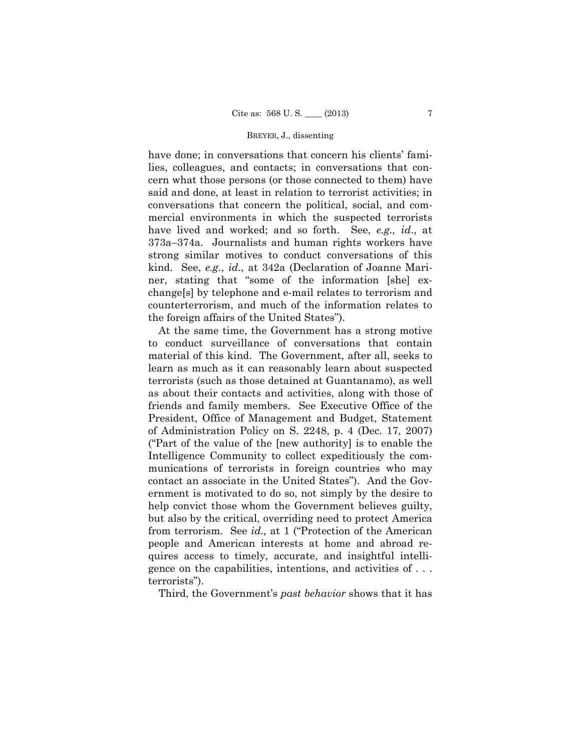have done; in conversations that concern his clients' families, colleagues, and contacts; in conversations that concern what those persons (or those connected to them) have said and done, at least in relation to terrorist activities; in conversations that concern the political, social, and commercial environments in which the suspected terrorists have lived and worked; and so forth. See, *e.g., id*., at 373a–374a. Journalists and human rights workers have strong similar motives to conduct conversations of this kind. See, *e.g.*, *id*., at 342a (Declaration of Joanne Mariner, stating that "some of the information [she] exchange[s] by telephone and e-mail relates to terrorism and counterterrorism, and much of the information relates to the foreign affairs of the United States").

At the same time, the Government has a strong motive to conduct surveillance of conversations that contain material of this kind. The Government, after all, seeks to learn as much as it can reasonably learn about suspected terrorists (such as those detained at Guantanamo), as well as about their contacts and activities, along with those of friends and family members. See Executive Office of the President, Office of Management and Budget, Statement of Administration Policy on S. 2248, p. 4 (Dec. 17, 2007) ("Part of the value of the [new authority] is to enable the Intelligence Community to collect expeditiously the communications of terrorists in foreign countries who may contact an associate in the United States"). And the Government is motivated to do so, not simply by the desire to help convict those whom the Government believes guilty, but also by the critical, overriding need to protect America from terrorism. See *id.,* at 1 ("Protection of the American people and American interests at home and abroad requires access to timely, accurate, and insightful intelligence on the capabilities, intentions, and activities of . . . terrorists").

Third, the Government's *past behavior* shows that it has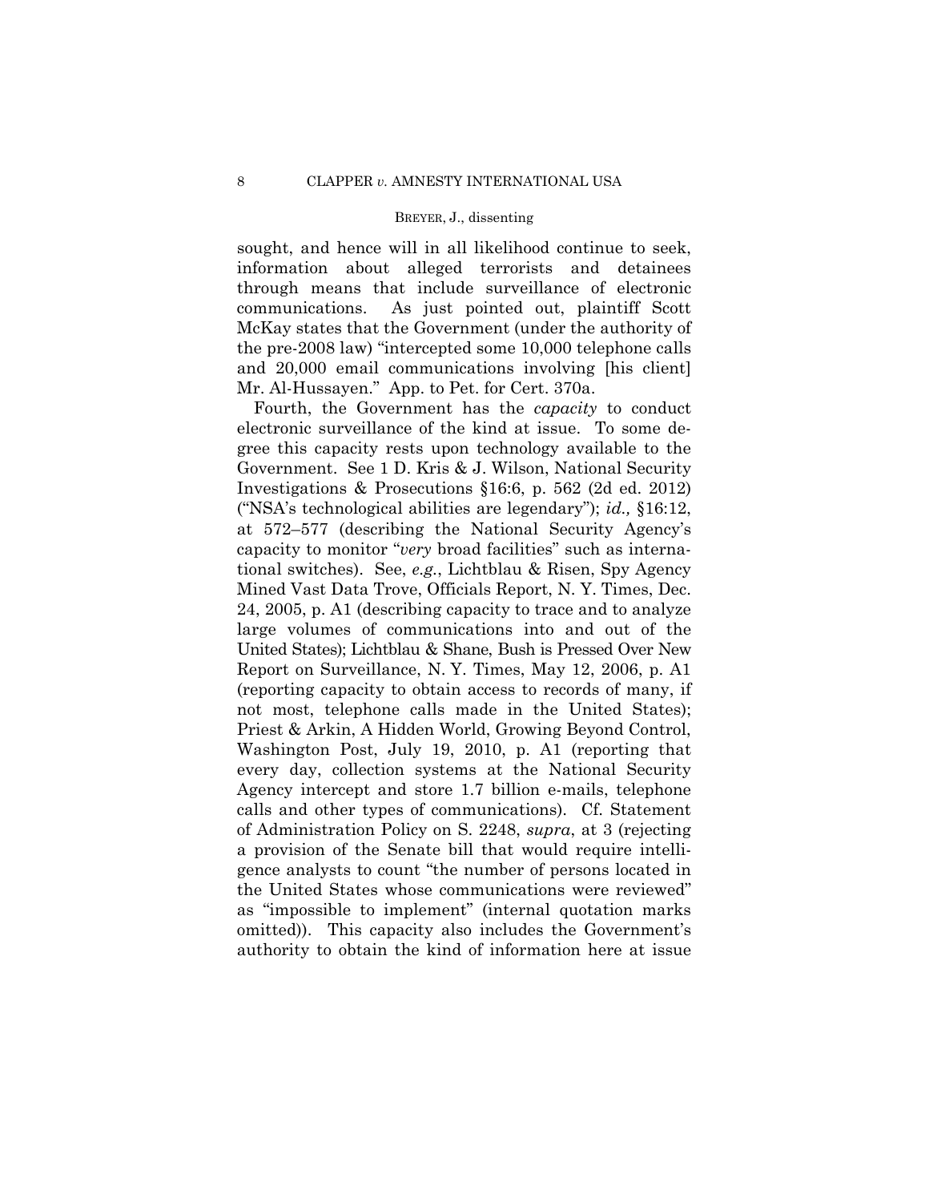sought, and hence will in all likelihood continue to seek, information about alleged terrorists and detainees through means that include surveillance of electronic communications. As just pointed out, plaintiff Scott McKay states that the Government (under the authority of the pre-2008 law) "intercepted some 10,000 telephone calls and 20,000 email communications involving [his client] Mr. Al-Hussayen." App. to Pet. for Cert. 370a.

Fourth, the Government has the *capacity* to conduct electronic surveillance of the kind at issue. To some degree this capacity rests upon technology available to the Government. See 1 D. Kris & J. Wilson, National Security Investigations & Prosecutions §16:6, p. 562 (2d ed. 2012) ("NSA's technological abilities are legendary"); *id.,* §16:12, at 572–577 (describing the National Security Agency's capacity to monitor "*very* broad facilities" such as international switches). See, *e.g.*, Lichtblau & Risen, Spy Agency Mined Vast Data Trove, Officials Report, N. Y. Times, Dec. 24, 2005, p. A1 (describing capacity to trace and to analyze large volumes of communications into and out of the United States); Lichtblau & Shane, Bush is Pressed Over New Report on Surveillance, N. Y. Times, May 12, 2006, p. A1 (reporting capacity to obtain access to records of many, if not most, telephone calls made in the United States); Priest & Arkin, A Hidden World, Growing Beyond Control, Washington Post, July 19, 2010, p. A1 (reporting that every day, collection systems at the National Security Agency intercept and store 1.7 billion e-mails, telephone calls and other types of communications). Cf. Statement of Administration Policy on S. 2248, *supra*, at 3 (rejecting a provision of the Senate bill that would require intelligence analysts to count "the number of persons located in the United States whose communications were reviewed" as "impossible to implement" (internal quotation marks omitted)). This capacity also includes the Government's authority to obtain the kind of information here at issue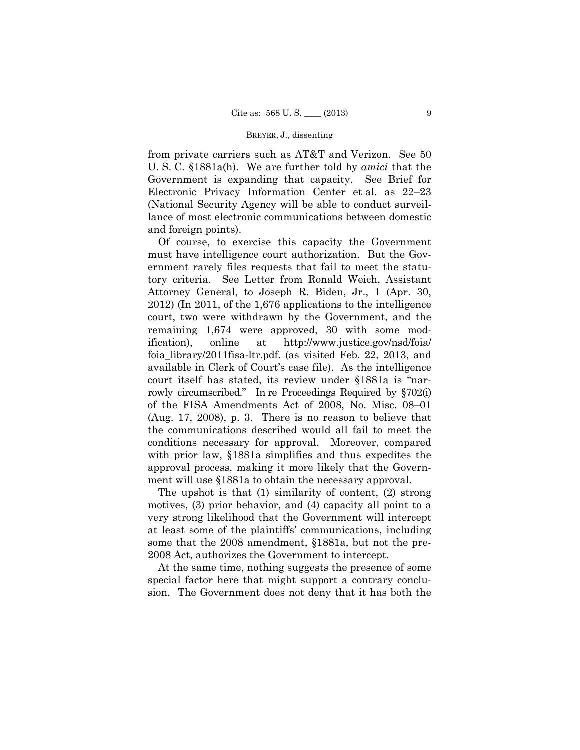from private carriers such as AT&T and Verizon. See 50 U. S. C. §1881a(h). We are further told by *amici* that the Government is expanding that capacity. See Brief for Electronic Privacy Information Center et al. as 22–23 (National Security Agency will be able to conduct surveillance of most electronic communications between domestic and foreign points).

Of course, to exercise this capacity the Government must have intelligence court authorization. But the Government rarely files requests that fail to meet the statutory criteria. See Letter from Ronald Weich, Assistant Attorney General, to Joseph R. Biden, Jr., 1 (Apr. 30, 2012) (In 2011, of the 1,676 applications to the intelligence court, two were withdrawn by the Government, and the remaining 1,674 were approved, 30 with some modification), online at http://www.justice.gov/nsd/foia/foia_library/2011fisa-ltr.pdf. (as visited Feb. 22, 2013, and available in Clerk of Court's case file). As the intelligence court itself has stated, its review under §1881a is "narrowly circumscribed." In re Proceedings Required by §702(i) of the FISA Amendments Act of 2008, No. Misc. 08–01 (Aug. 17, 2008), p. 3. There is no reason to believe that the communications described would all fail to meet the conditions necessary for approval. Moreover, compared with prior law, §1881a simplifies and thus expedites the approval process, making it more likely that the Government will use §1881a to obtain the necessary approval.

The upshot is that (1) similarity of content, (2) strong motives, (3) prior behavior, and (4) capacity all point to a very strong likelihood that the Government will intercept at least some of the plaintiffs' communications, including some that the 2008 amendment, §1881a, but not the pre-2008 Act, authorizes the Government to intercept.

At the same time, nothing suggests the presence of some special factor here that might support a contrary conclusion. The Government does not deny that it has both the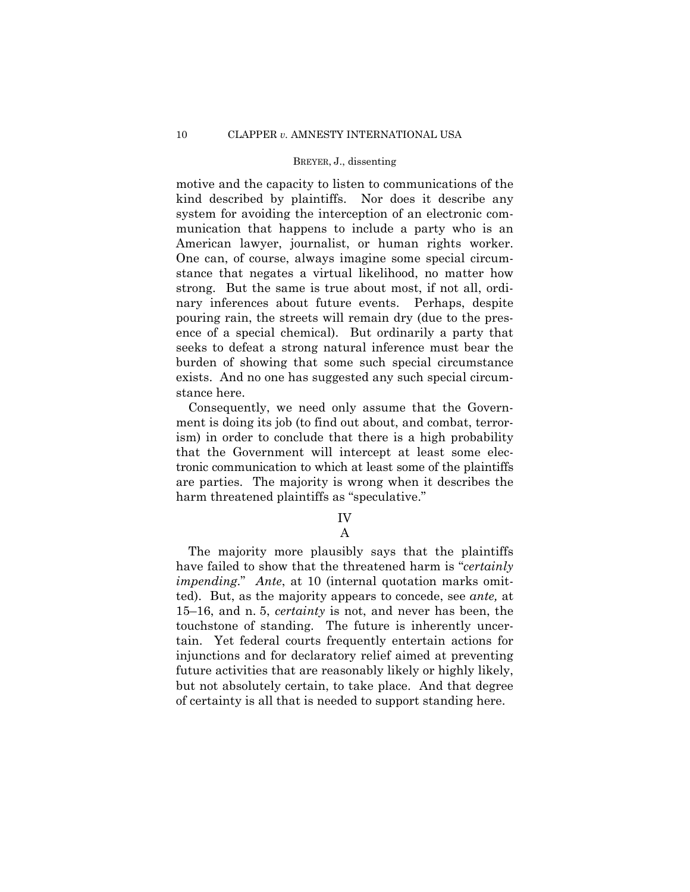motive and the capacity to listen to communications of the kind described by plaintiffs. Nor does it describe any system for avoiding the interception of an electronic communication that happens to include a party who is an American lawyer, journalist, or human rights worker. One can, of course, always imagine some special circumstance that negates a virtual likelihood, no matter how strong. But the same is true about most, if not all, ordinary inferences about future events. Perhaps, despite pouring rain, the streets will remain dry (due to the presence of a special chemical). But ordinarily a party that seeks to defeat a strong natural inference must bear the burden of showing that some such special circumstance exists. And no one has suggested any such special circumstance here.

Consequently, we need only assume that the Government is doing its job (to find out about, and combat, terrorism) in order to conclude that there is a high probability that the Government will intercept at least some electronic communication to which at least some of the plaintiffs are parties. The majority is wrong when it describes the harm threatened plaintiffs as "speculative."

## IV

### A

The majority more plausibly says that the plaintiffs have failed to show that the threatened harm is "*certainly impending*." *Ante*, at 10 (internal quotation marks omitted). But, as the majority appears to concede, see *ante,* at 15–16, and n. 5, *certainty* is not, and never has been, the touchstone of standing. The future is inherently uncertain. Yet federal courts frequently entertain actions for injunctions and for declaratory relief aimed at preventing future activities that are reasonably likely or highly likely, but not absolutely certain, to take place. And that degree of certainty is all that is needed to support standing here.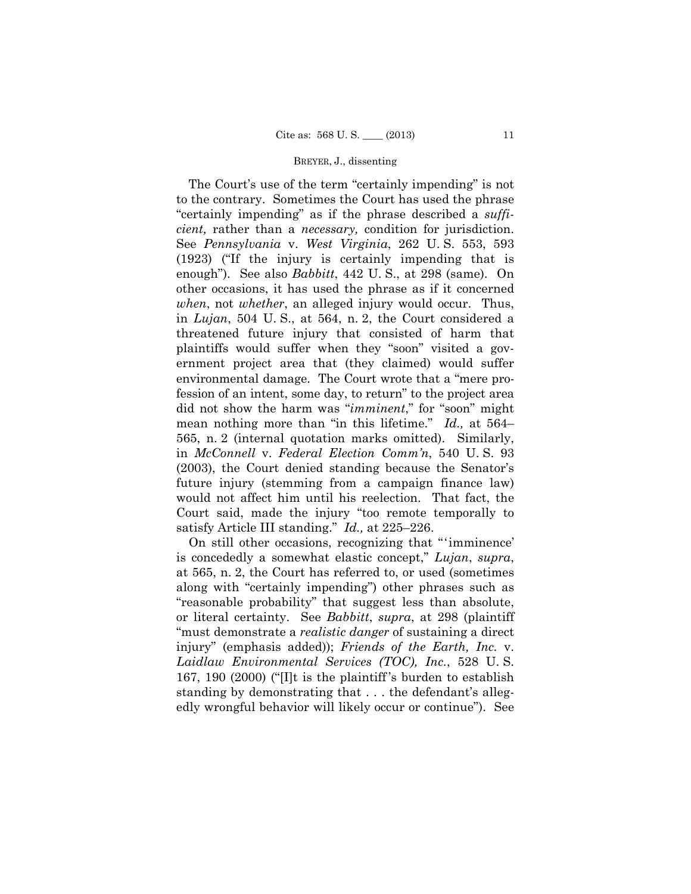The Court's use of the term "certainly impending" is not to the contrary. Sometimes the Court has used the phrase "certainly impending" as if the phrase described a *sufficient,* rather than a *necessary,* condition for jurisdiction. See *Pennsylvania* v. *West Virginia*, 262 U. S. 553, 593 (1923) ("If the injury is certainly impending that is enough"). See also *Babbitt*, 442 U. S., at 298 (same). On other occasions, it has used the phrase as if it concerned *when*, not *whether*, an alleged injury would occur. Thus, in *Lujan*, 504 U. S., at 564, n. 2, the Court considered a threatened future injury that consisted of harm that plaintiffs would suffer when they "soon" visited a government project area that (they claimed) would suffer environmental damage. The Court wrote that a "mere profession of an intent, some day, to return" to the project area did not show the harm was "*imminent*," for "soon" might mean nothing more than "in this lifetime." *Id.,* at 564–565, n. 2 (internal quotation marks omitted). Similarly, in *McConnell* v. *Federal Election Comm'n*, 540 U. S. 93 (2003), the Court denied standing because the Senator's future injury (stemming from a campaign finance law) would not affect him until his reelection. That fact, the Court said, made the injury "too remote temporally to satisfy Article III standing." *Id.,* at 225–226.

On still other occasions, recognizing that "'imminence' is concededly a somewhat elastic concept," *Lujan*, *supra*, at 565, n. 2, the Court has referred to, or used (sometimes along with "certainly impending") other phrases such as "reasonable probability" that suggest less than absolute, or literal certainty. See *Babbitt*, *supra*, at 298 (plaintiff "must demonstrate a *realistic danger* of sustaining a direct injury" (emphasis added)); *Friends of the Earth, Inc.* v. *Laidlaw Environmental Services (TOC), Inc.*, 528 U. S. 167, 190 (2000) ("[I]t is the plaintiff's burden to establish standing by demonstrating that . . . the defendant's allegedly wrongful behavior will likely occur or continue"). See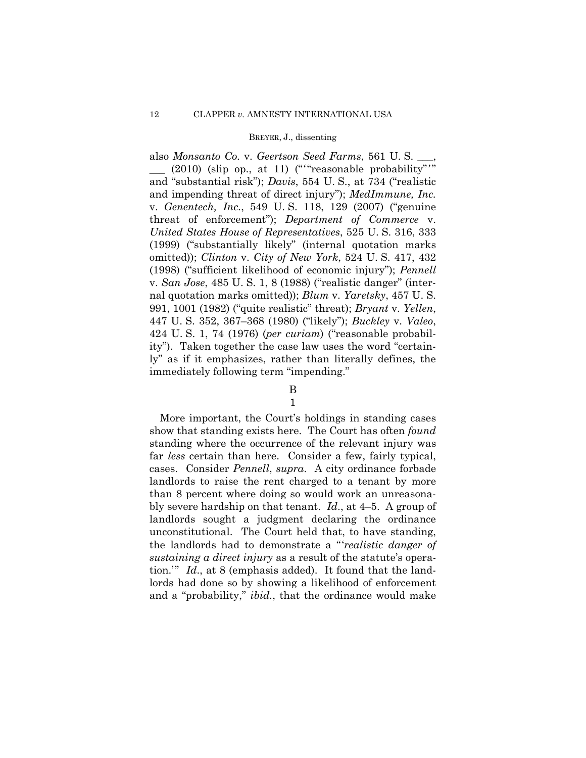also *Monsanto Co.* v. *Geertson Seed Farms*, 561 U. S. \_\_\_, \_\_\_ (2010) (slip op., at 11) ("'"reasonable probability"'" and "substantial risk"); *Davis*, 554 U. S., at 734 ("realistic and impending threat of direct injury"); *MedImmune, Inc.* v. *Genentech, Inc.*, 549 U. S. 118, 129 (2007) ("genuine threat of enforcement"); *Department of Commerce* v. *United States House of Representatives*, 525 U. S. 316, 333 (1999) ("substantially likely" (internal quotation marks omitted)); *Clinton* v. *City of New York*, 524 U. S. 417, 432 (1998) ("sufficient likelihood of economic injury"); *Pennell* v. *San Jose*, 485 U. S. 1, 8 (1988) ("realistic danger" (internal quotation marks omitted)); *Blum* v. *Yaretsky*, 457 U. S. 991, 1001 (1982) ("quite realistic" threat); *Bryant* v. *Yellen*, 447 U. S. 352, 367–368 (1980) ("likely"); *Buckley* v. *Valeo*, 424 U. S. 1, 74 (1976) (*per curiam*) ("reasonable probability"). Taken together the case law uses the word "certainly" as if it emphasizes, rather than literally defines, the immediately following term "impending."

B

1

More important, the Court's holdings in standing cases show that standing exists here. The Court has often *found* standing where the occurrence of the relevant injury was far *less* certain than here. Consider a few, fairly typical, cases. Consider *Pennell*, *supra*. A city ordinance forbade landlords to raise the rent charged to a tenant by more than 8 percent where doing so would work an unreasonably severe hardship on that tenant. *Id*., at 4–5. A group of landlords sought a judgment declaring the ordinance unconstitutional. The Court held that, to have standing, the landlords had to demonstrate a "'*realistic danger of sustaining a direct injury* as a result of the statute's operation.'" *Id*., at 8 (emphasis added). It found that the landlords had done so by showing a likelihood of enforcement and a "probability," *ibid.*, that the ordinance would make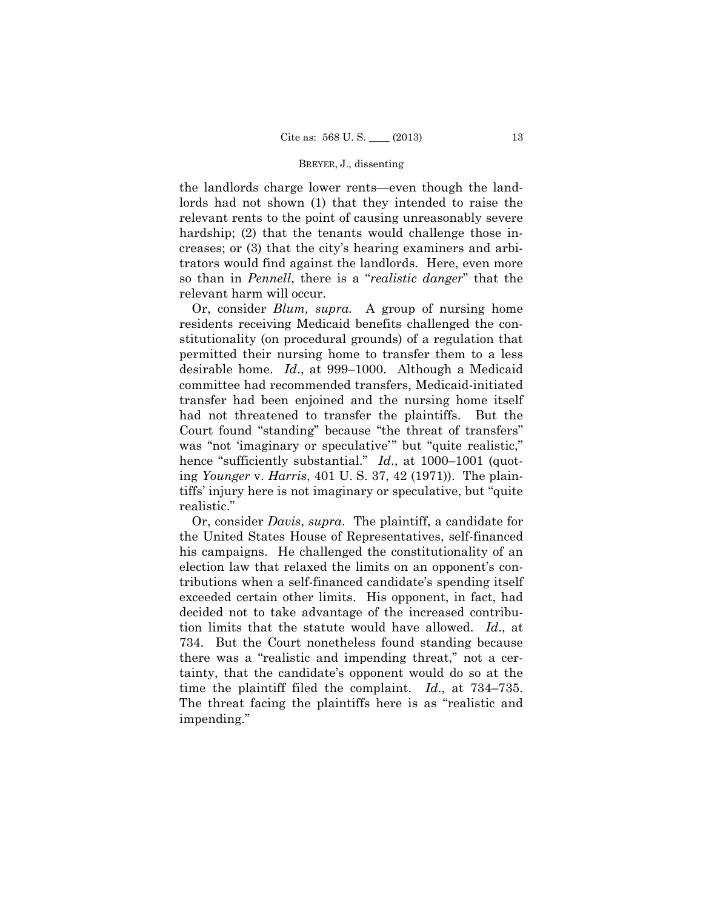the landlords charge lower rents—even though the landlords had not shown (1) that they intended to raise the relevant rents to the point of causing unreasonably severe hardship; (2) that the tenants would challenge those increases; or (3) that the city's hearing examiners and arbitrators would find against the landlords. Here, even more so than in *Pennell*, there is a "*realistic danger*" that the relevant harm will occur.

Or, consider *Blum, supra.* A group of nursing home residents receiving Medicaid benefits challenged the constitutionality (on procedural grounds) of a regulation that permitted their nursing home to transfer them to a less desirable home. *Id*., at 999–1000. Although a Medicaid committee had recommended transfers, Medicaid-initiated transfer had been enjoined and the nursing home itself had not threatened to transfer the plaintiffs. But the Court found "standing" because "the threat of transfers" was "not 'imaginary or speculative'" but "quite realistic," hence "sufficiently substantial." *Id*., at 1000–1001 (quoting *Younger* v. *Harris*, 401 U. S. 37, 42 (1971)). The plaintiffs' injury here is not imaginary or speculative, but "quite realistic."

Or, consider *Davis*, *supra*. The plaintiff, a candidate for the United States House of Representatives, self-financed his campaigns. He challenged the constitutionality of an election law that relaxed the limits on an opponent's contributions when a self-financed candidate's spending itself exceeded certain other limits. His opponent, in fact, had decided not to take advantage of the increased contribution limits that the statute would have allowed. *Id*., at 734. But the Court nonetheless found standing because there was a "realistic and impending threat," not a certainty, that the candidate's opponent would do so at the time the plaintiff filed the complaint. *Id*., at 734–735. The threat facing the plaintiffs here is as "realistic and impending."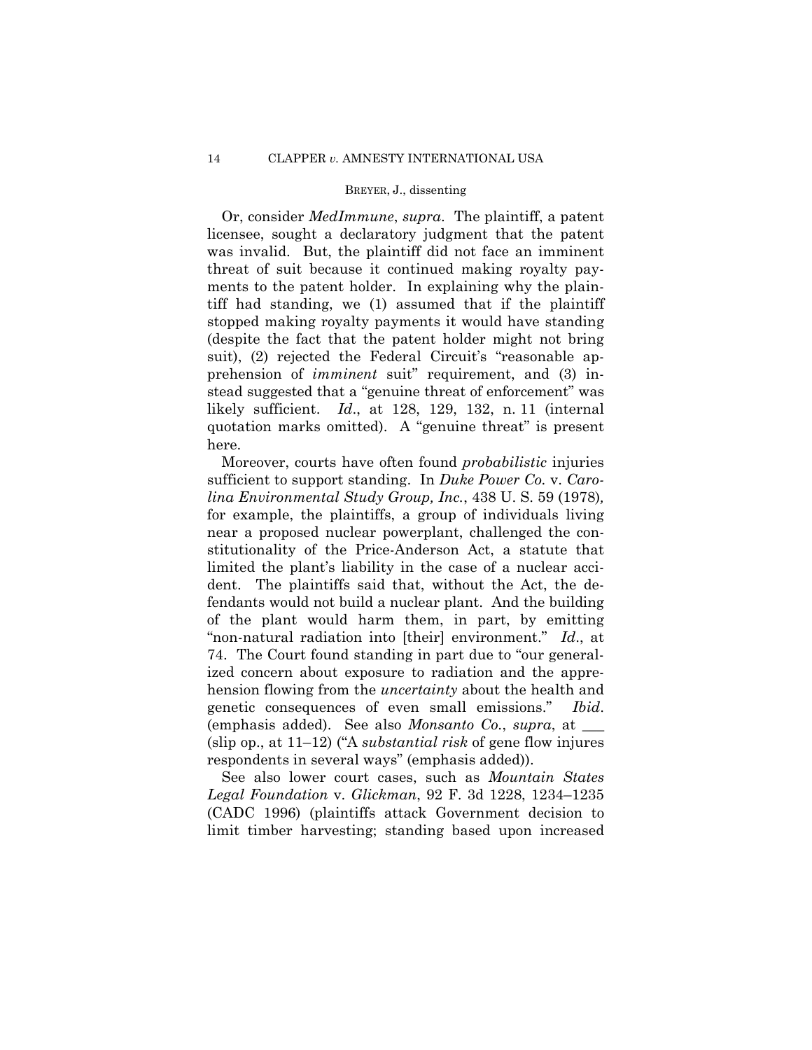Or, consider *MedImmune*, *supra*. The plaintiff, a patent licensee, sought a declaratory judgment that the patent was invalid. But, the plaintiff did not face an imminent threat of suit because it continued making royalty payments to the patent holder. In explaining why the plaintiff had standing, we (1) assumed that if the plaintiff stopped making royalty payments it would have standing (despite the fact that the patent holder might not bring suit), (2) rejected the Federal Circuit's "reasonable apprehension of *imminent* suit" requirement, and (3) instead suggested that a "genuine threat of enforcement" was likely sufficient. *Id*., at 128, 129, 132, n. 11 (internal quotation marks omitted). A "genuine threat" is present here.

Moreover, courts have often found *probabilistic* injuries sufficient to support standing. In *Duke Power Co.* v. *Carolina Environmental Study Group, Inc.*, 438 U. S. 59 (1978), for example, the plaintiffs, a group of individuals living near a proposed nuclear powerplant, challenged the constitutionality of the Price-Anderson Act, a statute that limited the plant's liability in the case of a nuclear accident. The plaintiffs said that, without the Act, the defendants would not build a nuclear plant. And the building of the plant would harm them, in part, by emitting "non-natural radiation into [their] environment." *Id*., at 74. The Court found standing in part due to "our generalized concern about exposure to radiation and the apprehension flowing from the *uncertainty* about the health and genetic consequences of even small emissions." *Ibid*. (emphasis added). See also *Monsanto Co.*, *supra*, at ___ (slip op., at 11–12) ("A *substantial risk* of gene flow injures respondents in several ways" (emphasis added)).

See also lower court cases, such as *Mountain States Legal Foundation* v. *Glickman*, 92 F. 3d 1228, 1234–1235 (CADC 1996) (plaintiffs attack Government decision to limit timber harvesting; standing based upon increased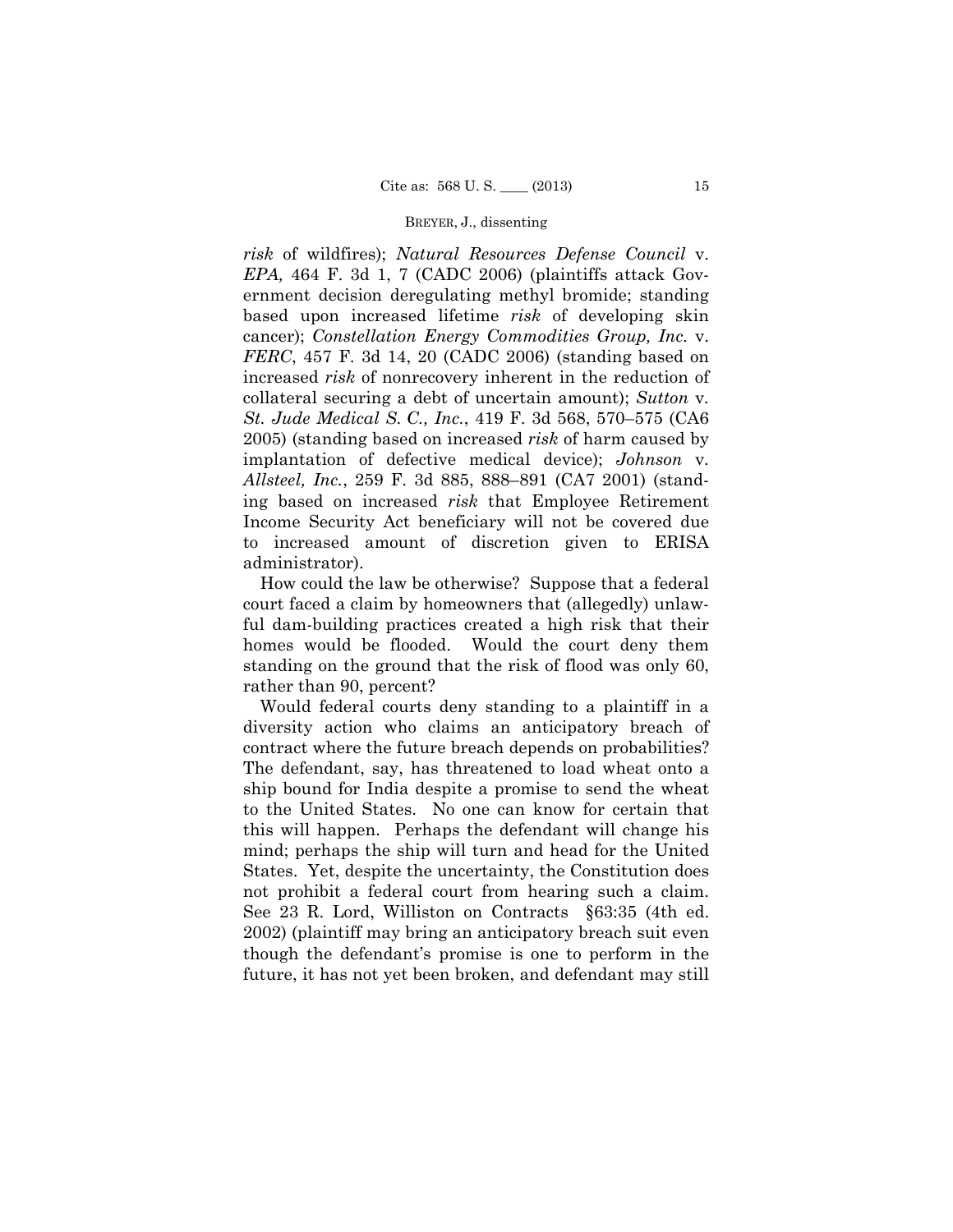*risk* of wildfires); *Natural Resources Defense Council* v. *EPA,* 464 F. 3d 1, 7 (CADC 2006) (plaintiffs attack Government decision deregulating methyl bromide; standing based upon increased lifetime *risk* of developing skin cancer); *Constellation Energy Commodities Group, Inc.* v. *FERC*, 457 F. 3d 14, 20 (CADC 2006) (standing based on increased *risk* of nonrecovery inherent in the reduction of collateral securing a debt of uncertain amount); *Sutton* v. *St. Jude Medical S. C., Inc.*, 419 F. 3d 568, 570–575 (CA6 2005) (standing based on increased *risk* of harm caused by implantation of defective medical device); *Johnson* v. *Allsteel, Inc.*, 259 F. 3d 885, 888–891 (CA7 2001) (standing based on increased *risk* that Employee Retirement Income Security Act beneficiary will not be covered due to increased amount of discretion given to ERISA administrator).

How could the law be otherwise? Suppose that a federal court faced a claim by homeowners that (allegedly) unlawful dam-building practices created a high risk that their homes would be flooded. Would the court deny them standing on the ground that the risk of flood was only 60, rather than 90, percent?

Would federal courts deny standing to a plaintiff in a diversity action who claims an anticipatory breach of contract where the future breach depends on probabilities? The defendant, say, has threatened to load wheat onto a ship bound for India despite a promise to send the wheat to the United States. No one can know for certain that this will happen. Perhaps the defendant will change his mind; perhaps the ship will turn and head for the United States. Yet, despite the uncertainty, the Constitution does not prohibit a federal court from hearing such a claim. See 23 R. Lord, Williston on Contracts §63:35 (4th ed. 2002) (plaintiff may bring an anticipatory breach suit even though the defendant's promise is one to perform in the future, it has not yet been broken, and defendant may still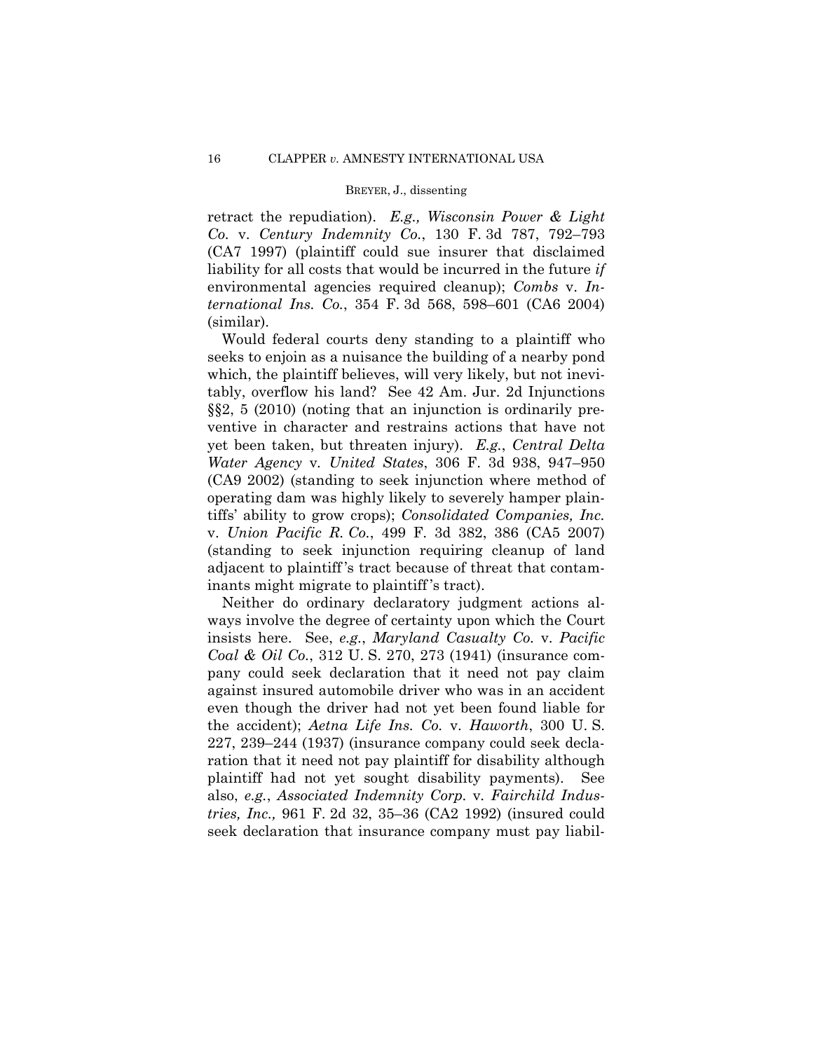retract the repudiation). *E.g., Wisconsin Power & Light Co.* v. *Century Indemnity Co.*, 130 F. 3d 787, 792–793 (CA7 1997) (plaintiff could sue insurer that disclaimed liability for all costs that would be incurred in the future *if* environmental agencies required cleanup); *Combs* v. *International Ins. Co.*, 354 F. 3d 568, 598–601 (CA6 2004) (similar).

Would federal courts deny standing to a plaintiff who seeks to enjoin as a nuisance the building of a nearby pond which, the plaintiff believes, will very likely, but not inevitably, overflow his land? See 42 Am. Jur. 2d Injunctions §§2, 5 (2010) (noting that an injunction is ordinarily preventive in character and restrains actions that have not yet been taken, but threaten injury). *E.g.*, *Central Delta Water Agency* v. *United States*, 306 F. 3d 938, 947–950 (CA9 2002) (standing to seek injunction where method of operating dam was highly likely to severely hamper plaintiffs' ability to grow crops); *Consolidated Companies, Inc.* v. *Union Pacific R. Co.*, 499 F. 3d 382, 386 (CA5 2007) (standing to seek injunction requiring cleanup of land adjacent to plaintiff's tract because of threat that contaminants might migrate to plaintiff's tract).

Neither do ordinary declaratory judgment actions always involve the degree of certainty upon which the Court insists here. See, *e.g.*, *Maryland Casualty Co.* v. *Pacific Coal & Oil Co.*, 312 U. S. 270, 273 (1941) (insurance company could seek declaration that it need not pay claim against insured automobile driver who was in an accident even though the driver had not yet been found liable for the accident); *Aetna Life Ins. Co.* v. *Haworth*, 300 U. S. 227, 239–244 (1937) (insurance company could seek declaration that it need not pay plaintiff for disability although plaintiff had not yet sought disability payments). See also, *e.g.*, *Associated Indemnity Corp.* v. *Fairchild Industries, Inc.,* 961 F. 2d 32, 35–36 (CA2 1992) (insured could seek declaration that insurance company must pay liabil-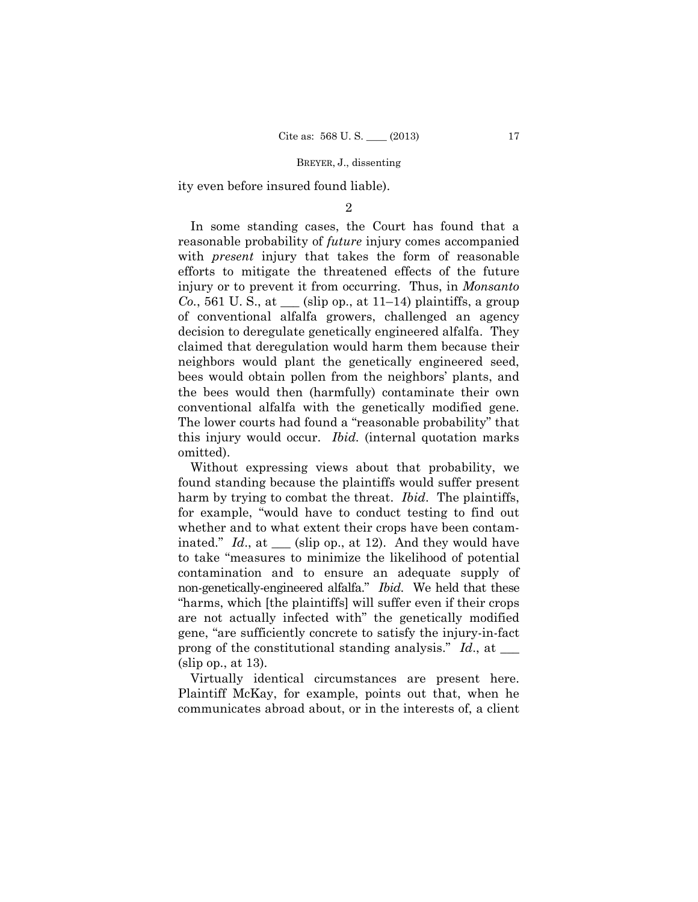ity even before insured found liable).

2

In some standing cases, the Court has found that a reasonable probability of *future* injury comes accompanied with *present* injury that takes the form of reasonable efforts to mitigate the threatened effects of the future injury or to prevent it from occurring. Thus, in *Monsanto Co.*, 561 U. S., at ___ (slip op., at 11–14) plaintiffs, a group of conventional alfalfa growers, challenged an agency decision to deregulate genetically engineered alfalfa. They claimed that deregulation would harm them because their neighbors would plant the genetically engineered seed, bees would obtain pollen from the neighbors' plants, and the bees would then (harmfully) contaminate their own conventional alfalfa with the genetically modified gene. The lower courts had found a "reasonable probability" that this injury would occur. *Ibid.* (internal quotation marks omitted).

Without expressing views about that probability, we found standing because the plaintiffs would suffer present harm by trying to combat the threat. *Ibid*. The plaintiffs, for example, "would have to conduct testing to find out whether and to what extent their crops have been contaminated." *Id*., at ___ (slip op., at 12). And they would have to take "measures to minimize the likelihood of potential contamination and to ensure an adequate supply of non-genetically-engineered alfalfa." *Ibid.* We held that these "harms, which [the plaintiffs] will suffer even if their crops are not actually infected with" the genetically modified gene, "are sufficiently concrete to satisfy the injury-in-fact prong of the constitutional standing analysis." *Id*., at ___ (slip op., at 13).

Virtually identical circumstances are present here. Plaintiff McKay, for example, points out that, when he communicates abroad about, or in the interests of, a client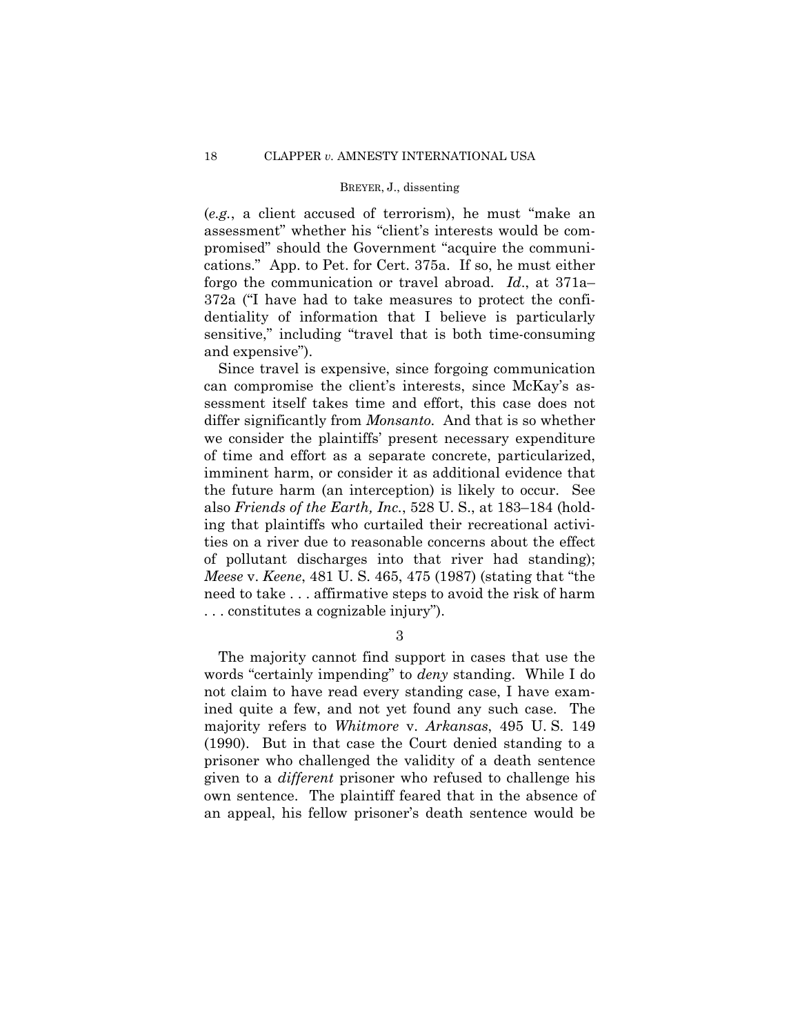(*e.g.*, a client accused of terrorism), he must "make an assessment" whether his "client's interests would be compromised" should the Government "acquire the communications." App. to Pet. for Cert. 375a. If so, he must either forgo the communication or travel abroad. *Id*., at 371a–372a ("I have had to take measures to protect the confidentiality of information that I believe is particularly sensitive," including "travel that is both time-consuming and expensive").

Since travel is expensive, since forgoing communication can compromise the client's interests, since McKay's assessment itself takes time and effort, this case does not differ significantly from *Monsanto*. And that is so whether we consider the plaintiffs' present necessary expenditure of time and effort as a separate concrete, particularized, imminent harm, or consider it as additional evidence that the future harm (an interception) is likely to occur. See also *Friends of the Earth, Inc.*, 528 U. S., at 183–184 (holding that plaintiffs who curtailed their recreational activities on a river due to reasonable concerns about the effect of pollutant discharges into that river had standing); *Meese* v. *Keene*, 481 U. S. 465, 475 (1987) (stating that "the need to take . . . affirmative steps to avoid the risk of harm . . . constitutes a cognizable injury").

3

The majority cannot find support in cases that use the words "certainly impending" to *deny* standing. While I do not claim to have read every standing case, I have examined quite a few, and not yet found any such case. The majority refers to *Whitmore* v. *Arkansas*, 495 U. S. 149 (1990). But in that case the Court denied standing to a prisoner who challenged the validity of a death sentence given to a *different* prisoner who refused to challenge his own sentence. The plaintiff feared that in the absence of an appeal, his fellow prisoner's death sentence would be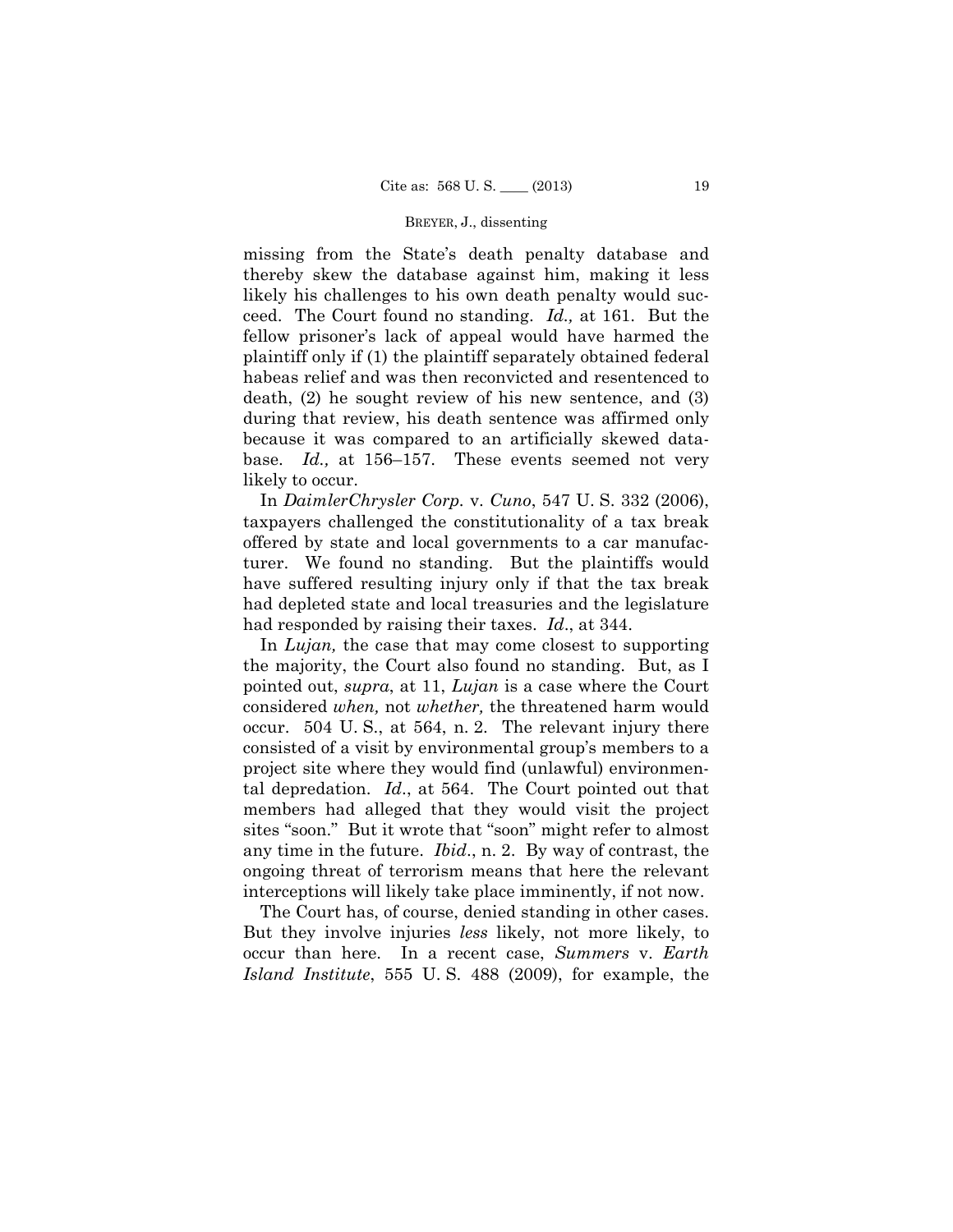missing from the State's death penalty database and thereby skew the database against him, making it less likely his challenges to his own death penalty would succeed. The Court found no standing. *Id.,* at 161. But the fellow prisoner's lack of appeal would have harmed the plaintiff only if (1) the plaintiff separately obtained federal habeas relief and was then reconvicted and resentenced to death, (2) he sought review of his new sentence, and (3) during that review, his death sentence was affirmed only because it was compared to an artificially skewed database. *Id.,* at 156–157. These events seemed not very likely to occur.

In *DaimlerChrysler Corp.* v. *Cuno*, 547 U. S. 332 (2006), taxpayers challenged the constitutionality of a tax break offered by state and local governments to a car manufacturer. We found no standing. But the plaintiffs would have suffered resulting injury only if that the tax break had depleted state and local treasuries and the legislature had responded by raising their taxes. *Id*., at 344.

In *Lujan,* the case that may come closest to supporting the majority, the Court also found no standing. But, as I pointed out, *supra*, at 11, *Lujan* is a case where the Court considered *when,* not *whether,* the threatened harm would occur. 504 U. S., at 564, n. 2. The relevant injury there consisted of a visit by environmental group's members to a project site where they would find (unlawful) environmental depredation. *Id*., at 564. The Court pointed out that members had alleged that they would visit the project sites "soon." But it wrote that "soon" might refer to almost any time in the future. *Ibid*., n. 2. By way of contrast, the ongoing threat of terrorism means that here the relevant interceptions will likely take place imminently, if not now.

The Court has, of course, denied standing in other cases. But they involve injuries *less* likely, not more likely, to occur than here. In a recent case, *Summers* v. *Earth Island Institute*, 555 U. S. 488 (2009), for example, the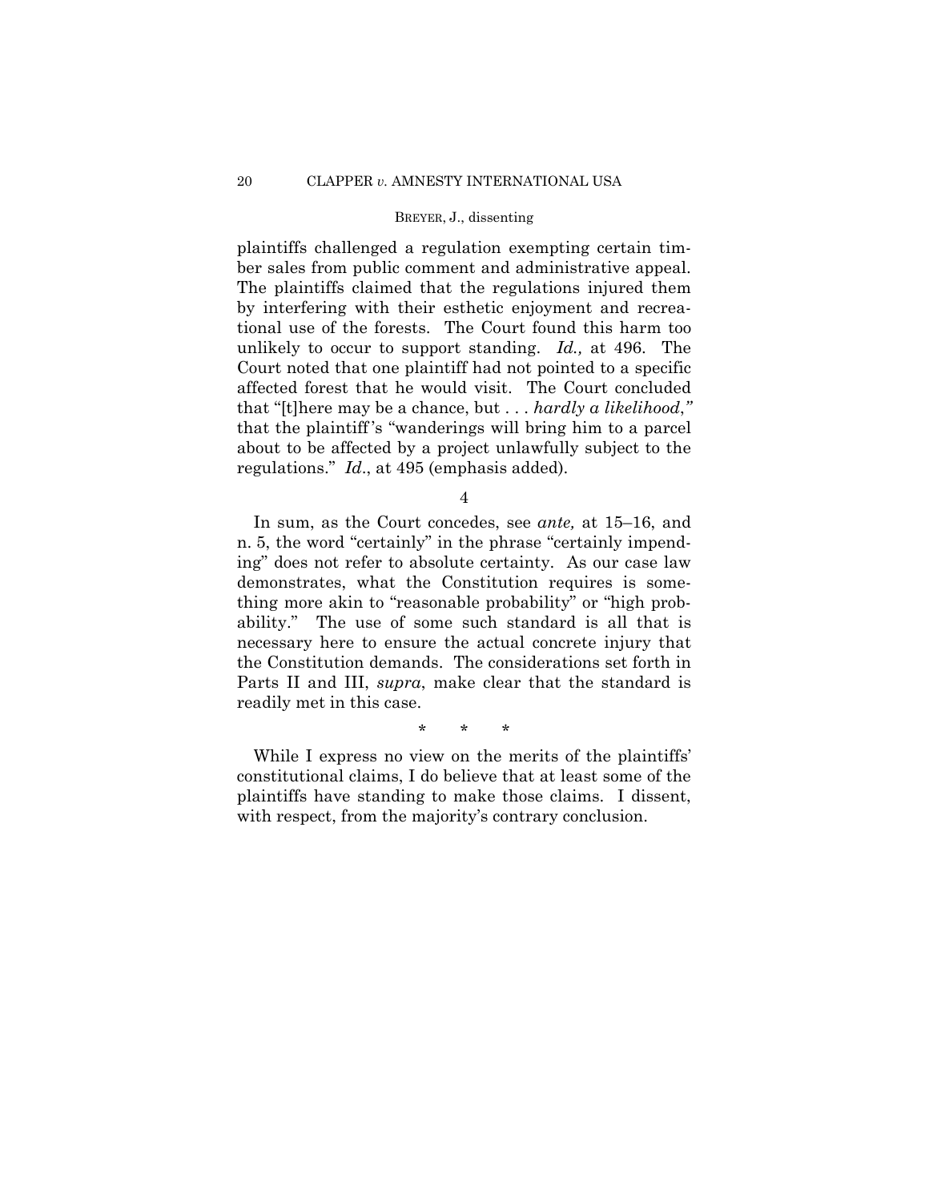plaintiffs challenged a regulation exempting certain timber sales from public comment and administrative appeal. The plaintiffs claimed that the regulations injured them by interfering with their esthetic enjoyment and recreational use of the forests. The Court found this harm too unlikely to occur to support standing. *Id.,* at 496. The Court noted that one plaintiff had not pointed to a specific affected forest that he would visit. The Court concluded that "[t]here may be a chance, but . . . *hardly a likelihood*," that the plaintiff's "wanderings will bring him to a parcel about to be affected by a project unlawfully subject to the regulations." *Id*., at 495 (emphasis added).

4

In sum, as the Court concedes, see *ante,* at 15–16, and n. 5, the word "certainly" in the phrase "certainly impending" does not refer to absolute certainty. As our case law demonstrates, what the Constitution requires is something more akin to "reasonable probability" or "high probability." The use of some such standard is all that is necessary here to ensure the actual concrete injury that the Constitution demands. The considerations set forth in Parts II and III, *supra*, make clear that the standard is readily met in this case.

\* \* \*

While I express no view on the merits of the plaintiffs' constitutional claims, I do believe that at least some of the plaintiffs have standing to make those claims. I dissent, with respect, from the majority's contrary conclusion.